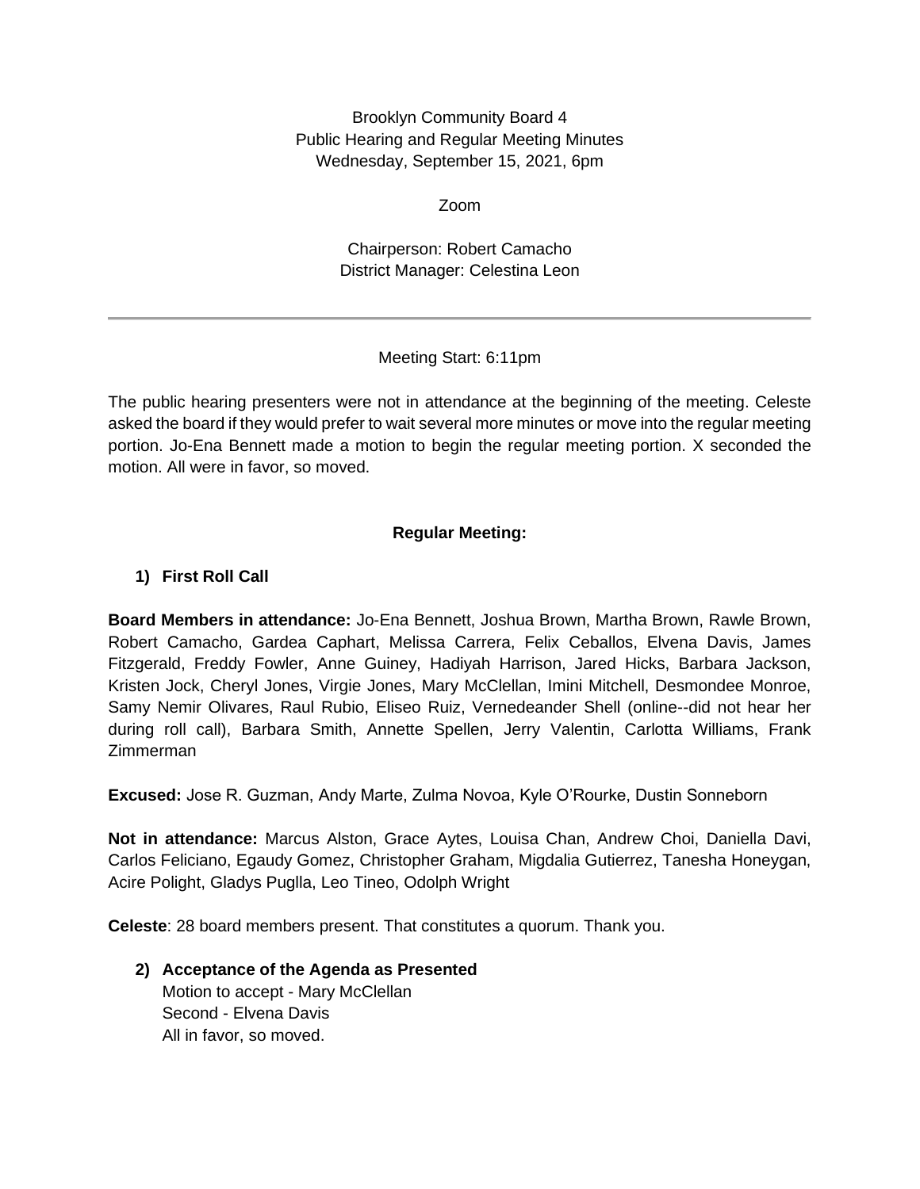Brooklyn Community Board 4
Public Hearing and Regular Meeting Minutes
Wednesday, September 15, 2021, 6pm

Zoom

Chairperson: Robert Camacho
District Manager: Celestina Leon

---

Meeting Start: 6:11pm

The public hearing presenters were not in attendance at the beginning of the meeting. Celeste asked the board if they would prefer to wait several more minutes or move into the regular meeting portion. Jo-Ena Bennett made a motion to begin the regular meeting portion. X seconded the motion. All were in favor, so moved.

**Regular Meeting:**

1) **First Roll Call**

**Board Members in attendance:** Jo-Ena Bennett, Joshua Brown, Martha Brown, Rawle Brown, Robert Camacho, Gardea Caphart, Melissa Carrera, Felix Ceballos, Elvena Davis, James Fitzgerald, Freddy Fowler, Anne Guiney, Hadiyah Harrison, Jared Hicks, Barbara Jackson, Kristen Jock, Cheryl Jones, Virgie Jones, Mary McClellan, Imini Mitchell, Desmondee Monroe, Samy Nemir Olivares, Raul Rubio, Eliseo Ruiz, Vernedeander Shell (online--did not hear her during roll call), Barbara Smith, Annette Spellen, Jerry Valentin, Carlotta Williams, Frank Zimmerman

**Excused:** Jose R. Guzman, Andy Marte, Zulma Novoa, Kyle O'Rourke, Dustin Sonneborn

**Not in attendance:** Marcus Alston, Grace Aytes, Louisa Chan, Andrew Choi, Daniella Davi, Carlos Feliciano, Egaudy Gomez, Christopher Graham, Migdalia Gutierrez, Tanesha Honeygan, Acire Polight, Gladys Puglla, Leo Tineo, Odolph Wright

**Celeste**: 28 board members present. That constitutes a quorum. Thank you.

2) **Acceptance of the Agenda as Presented**
   Motion to accept - Mary McClellan
   Second - Elvena Davis
   All in favor, so moved.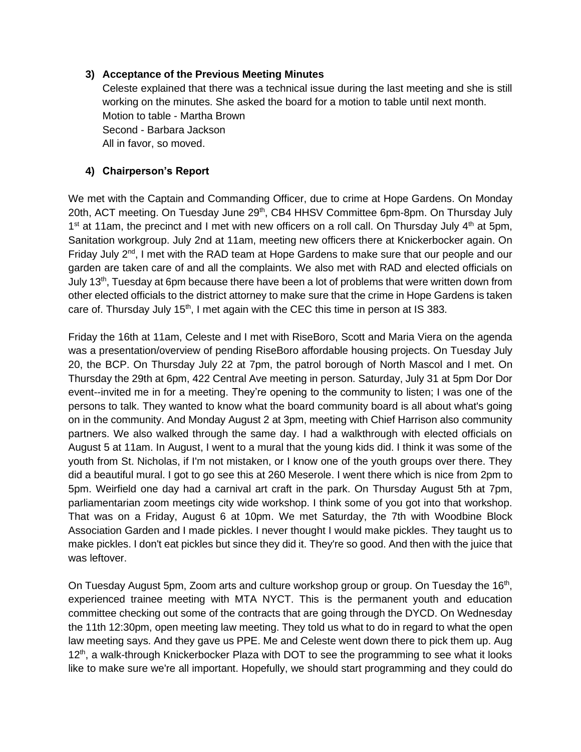3) **Acceptance of the Previous Meeting Minutes**
   Celeste explained that there was a technical issue during the last meeting and she is still working on the minutes. She asked the board for a motion to table until next month.
   Motion to table - Martha Brown
   Second - Barbara Jackson
   All in favor, so moved.

4) **Chairperson's Report**

We met with the Captain and Commanding Officer, due to crime at Hope Gardens. On Monday 20th, ACT meeting. On Tuesday June 29th, CB4 HHSV Committee 6pm-8pm. On Thursday July 1st at 11am, the precinct and I met with new officers on a roll call. On Thursday July 4th at 5pm, Sanitation workgroup. July 2nd at 11am, meeting new officers there at Knickerbocker again. On Friday July 2nd, I met with the RAD team at Hope Gardens to make sure that our people and our garden are taken care of and all the complaints. We also met with RAD and elected officials on July 13th, Tuesday at 6pm because there have been a lot of problems that were written down from other elected officials to the district attorney to make sure that the crime in Hope Gardens is taken care of. Thursday July 15th, I met again with the CEC this time in person at IS 383.

Friday the 16th at 11am, Celeste and I met with RiseBoro, Scott and Maria Viera on the agenda was a presentation/overview of pending RiseBoro affordable housing projects. On Tuesday July 20, the BCP. On Thursday July 22 at 7pm, the patrol borough of North Mascol and I met. On Thursday the 29th at 6pm, 422 Central Ave meeting in person. Saturday, July 31 at 5pm Dor Dor event--invited me in for a meeting. They're opening to the community to listen; I was one of the persons to talk. They wanted to know what the board community board is all about what's going on in the community. And Monday August 2 at 3pm, meeting with Chief Harrison also community partners. We also walked through the same day. I had a walkthrough with elected officials on August 5 at 11am. In August, I went to a mural that the young kids did. I think it was some of the youth from St. Nicholas, if I'm not mistaken, or I know one of the youth groups over there. They did a beautiful mural. I got to go see this at 260 Meserole. I went there which is nice from 2pm to 5pm. Weirfield one day had a carnival art craft in the park. On Thursday August 5th at 7pm, parliamentarian zoom meetings city wide workshop. I think some of you got into that workshop. That was on a Friday, August 6 at 10pm. We met Saturday, the 7th with Woodbine Block Association Garden and I made pickles. I never thought I would make pickles. They taught us to make pickles. I don't eat pickles but since they did it. They're so good. And then with the juice that was leftover.

On Tuesday August 5pm, Zoom arts and culture workshop group or group. On Tuesday the 16th, experienced trainee meeting with MTA NYCT. This is the permanent youth and education committee checking out some of the contracts that are going through the DYCD. On Wednesday the 11th 12:30pm, open meeting law meeting. They told us what to do in regard to what the open law meeting says. And they gave us PPE. Me and Celeste went down there to pick them up. Aug 12th, a walk-through Knickerbocker Plaza with DOT to see the programming to see what it looks like to make sure we're all important. Hopefully, we should start programming and they could do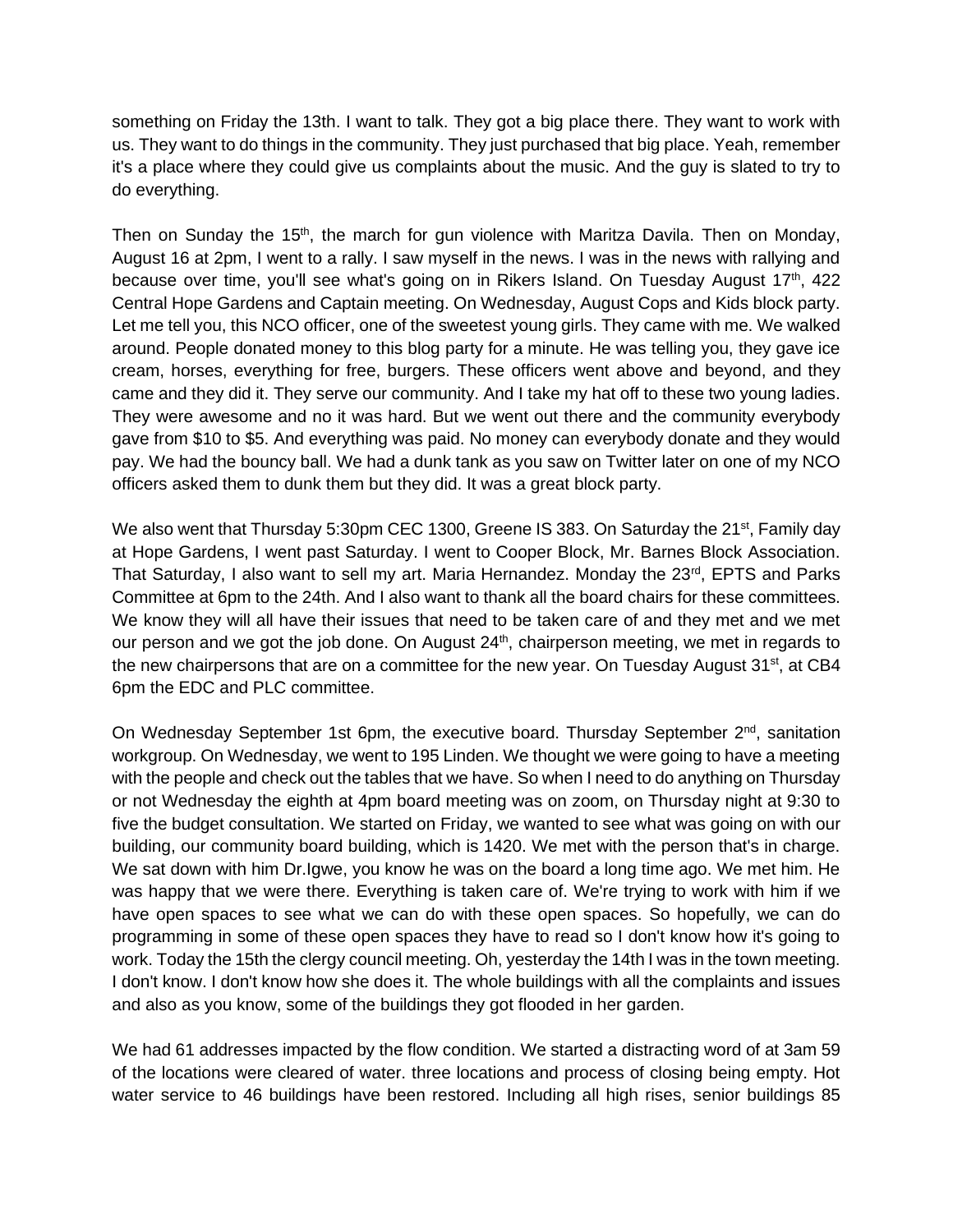something on Friday the 13th. I want to talk. They got a big place there. They want to work with us. They want to do things in the community. They just purchased that big place. Yeah, remember it's a place where they could give us complaints about the music. And the guy is slated to try to do everything.

Then on Sunday the 15th, the march for gun violence with Maritza Davila. Then on Monday, August 16 at 2pm, I went to a rally. I saw myself in the news. I was in the news with rallying and because over time, you'll see what's going on in Rikers Island. On Tuesday August 17th, 422 Central Hope Gardens and Captain meeting. On Wednesday, August Cops and Kids block party. Let me tell you, this NCO officer, one of the sweetest young girls. They came with me. We walked around. People donated money to this blog party for a minute. He was telling you, they gave ice cream, horses, everything for free, burgers. These officers went above and beyond, and they came and they did it. They serve our community. And I take my hat off to these two young ladies. They were awesome and no it was hard. But we went out there and the community everybody gave from $10 to $5. And everything was paid. No money can everybody donate and they would pay. We had the bouncy ball. We had a dunk tank as you saw on Twitter later on one of my NCO officers asked them to dunk them but they did. It was a great block party.

We also went that Thursday 5:30pm CEC 1300, Greene IS 383. On Saturday the 21st, Family day at Hope Gardens, I went past Saturday. I went to Cooper Block, Mr. Barnes Block Association. That Saturday, I also want to sell my art. Maria Hernandez. Monday the 23rd, EPTS and Parks Committee at 6pm to the 24th. And I also want to thank all the board chairs for these committees. We know they will all have their issues that need to be taken care of and they met and we met our person and we got the job done. On August 24th, chairperson meeting, we met in regards to the new chairpersons that are on a committee for the new year. On Tuesday August 31st, at CB4 6pm the EDC and PLC committee.

On Wednesday September 1st 6pm, the executive board. Thursday September 2nd, sanitation workgroup. On Wednesday, we went to 195 Linden. We thought we were going to have a meeting with the people and check out the tables that we have. So when I need to do anything on Thursday or not Wednesday the eighth at 4pm board meeting was on zoom, on Thursday night at 9:30 to five the budget consultation. We started on Friday, we wanted to see what was going on with our building, our community board building, which is 1420. We met with the person that's in charge. We sat down with him Dr.Igwe, you know he was on the board a long time ago. We met him. He was happy that we were there. Everything is taken care of. We're trying to work with him if we have open spaces to see what we can do with these open spaces. So hopefully, we can do programming in some of these open spaces they have to read so I don't know how it's going to work. Today the 15th the clergy council meeting. Oh, yesterday the 14th I was in the town meeting. I don't know. I don't know how she does it. The whole buildings with all the complaints and issues and also as you know, some of the buildings they got flooded in her garden.

We had 61 addresses impacted by the flow condition. We started a distracting word of at 3am 59 of the locations were cleared of water. three locations and process of closing being empty. Hot water service to 46 buildings have been restored. Including all high rises, senior buildings 85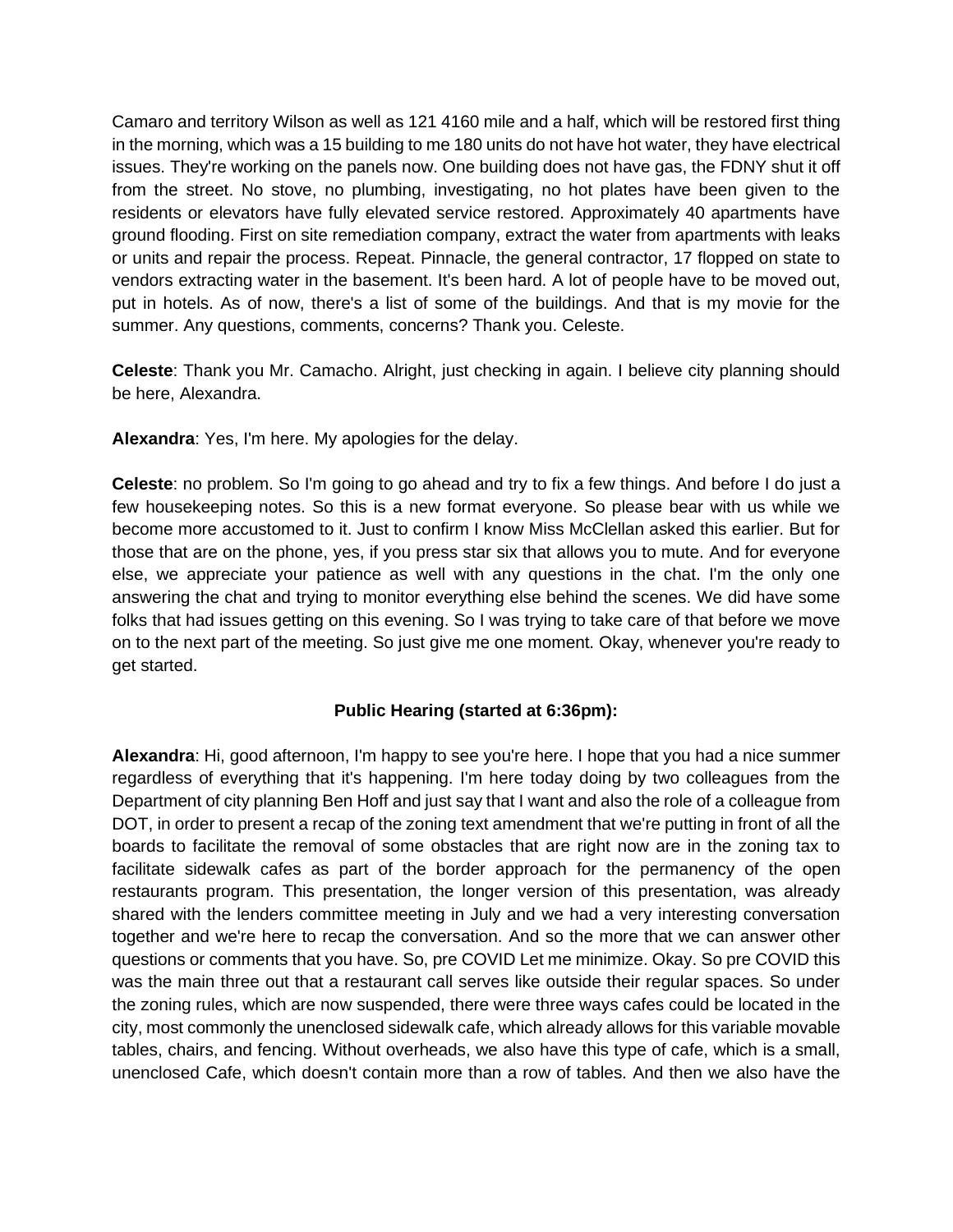Camaro and territory Wilson as well as 121 4160 mile and a half, which will be restored first thing in the morning, which was a 15 building to me 180 units do not have hot water, they have electrical issues. They're working on the panels now. One building does not have gas, the FDNY shut it off from the street. No stove, no plumbing, investigating, no hot plates have been given to the residents or elevators have fully elevated service restored. Approximately 40 apartments have ground flooding. First on site remediation company, extract the water from apartments with leaks or units and repair the process. Repeat. Pinnacle, the general contractor, 17 flopped on state to vendors extracting water in the basement. It's been hard. A lot of people have to be moved out, put in hotels. As of now, there's a list of some of the buildings. And that is my movie for the summer. Any questions, comments, concerns? Thank you. Celeste.

**Celeste**: Thank you Mr. Camacho. Alright, just checking in again. I believe city planning should be here, Alexandra.

**Alexandra**: Yes, I'm here. My apologies for the delay.

**Celeste**: no problem. So I'm going to go ahead and try to fix a few things. And before I do just a few housekeeping notes. So this is a new format everyone. So please bear with us while we become more accustomed to it. Just to confirm I know Miss McClellan asked this earlier. But for those that are on the phone, yes, if you press star six that allows you to mute. And for everyone else, we appreciate your patience as well with any questions in the chat. I'm the only one answering the chat and trying to monitor everything else behind the scenes. We did have some folks that had issues getting on this evening. So I was trying to take care of that before we move on to the next part of the meeting. So just give me one moment. Okay, whenever you're ready to get started.

**Public Hearing (started at 6:36pm):**

**Alexandra**: Hi, good afternoon, I'm happy to see you're here. I hope that you had a nice summer regardless of everything that it's happening. I'm here today doing by two colleagues from the Department of city planning Ben Hoff and just say that I want and also the role of a colleague from DOT, in order to present a recap of the zoning text amendment that we're putting in front of all the boards to facilitate the removal of some obstacles that are right now are in the zoning tax to facilitate sidewalk cafes as part of the border approach for the permanency of the open restaurants program. This presentation, the longer version of this presentation, was already shared with the lenders committee meeting in July and we had a very interesting conversation together and we're here to recap the conversation. And so the more that we can answer other questions or comments that you have. So, pre COVID Let me minimize. Okay. So pre COVID this was the main three out that a restaurant call serves like outside their regular spaces. So under the zoning rules, which are now suspended, there were three ways cafes could be located in the city, most commonly the unenclosed sidewalk cafe, which already allows for this variable movable tables, chairs, and fencing. Without overheads, we also have this type of cafe, which is a small, unenclosed Cafe, which doesn't contain more than a row of tables. And then we also have the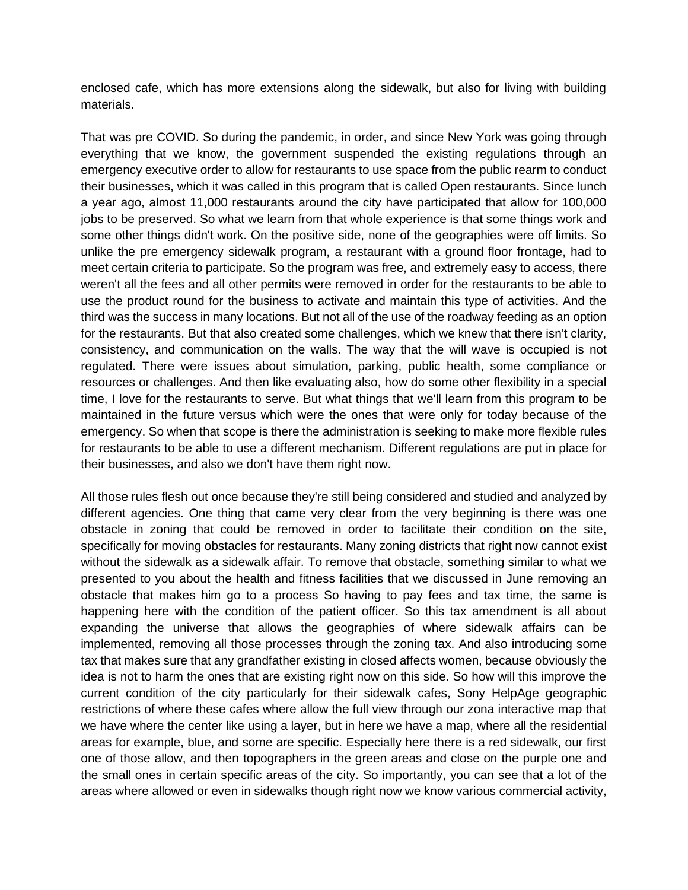enclosed cafe, which has more extensions along the sidewalk, but also for living with building materials.

That was pre COVID. So during the pandemic, in order, and since New York was going through everything that we know, the government suspended the existing regulations through an emergency executive order to allow for restaurants to use space from the public rearm to conduct their businesses, which it was called in this program that is called Open restaurants. Since lunch a year ago, almost 11,000 restaurants around the city have participated that allow for 100,000 jobs to be preserved. So what we learn from that whole experience is that some things work and some other things didn't work. On the positive side, none of the geographies were off limits. So unlike the pre emergency sidewalk program, a restaurant with a ground floor frontage, had to meet certain criteria to participate. So the program was free, and extremely easy to access, there weren't all the fees and all other permits were removed in order for the restaurants to be able to use the product round for the business to activate and maintain this type of activities. And the third was the success in many locations. But not all of the use of the roadway feeding as an option for the restaurants. But that also created some challenges, which we knew that there isn't clarity, consistency, and communication on the walls. The way that the will wave is occupied is not regulated. There were issues about simulation, parking, public health, some compliance or resources or challenges. And then like evaluating also, how do some other flexibility in a special time, I love for the restaurants to serve. But what things that we'll learn from this program to be maintained in the future versus which were the ones that were only for today because of the emergency. So when that scope is there the administration is seeking to make more flexible rules for restaurants to be able to use a different mechanism. Different regulations are put in place for their businesses, and also we don't have them right now.

All those rules flesh out once because they're still being considered and studied and analyzed by different agencies. One thing that came very clear from the very beginning is there was one obstacle in zoning that could be removed in order to facilitate their condition on the site, specifically for moving obstacles for restaurants. Many zoning districts that right now cannot exist without the sidewalk as a sidewalk affair. To remove that obstacle, something similar to what we presented to you about the health and fitness facilities that we discussed in June removing an obstacle that makes him go to a process So having to pay fees and tax time, the same is happening here with the condition of the patient officer. So this tax amendment is all about expanding the universe that allows the geographies of where sidewalk affairs can be implemented, removing all those processes through the zoning tax. And also introducing some tax that makes sure that any grandfather existing in closed affects women, because obviously the idea is not to harm the ones that are existing right now on this side. So how will this improve the current condition of the city particularly for their sidewalk cafes, Sony HelpAge geographic restrictions of where these cafes where allow the full view through our zona interactive map that we have where the center like using a layer, but in here we have a map, where all the residential areas for example, blue, and some are specific. Especially here there is a red sidewalk, our first one of those allow, and then topographers in the green areas and close on the purple one and the small ones in certain specific areas of the city. So importantly, you can see that a lot of the areas where allowed or even in sidewalks though right now we know various commercial activity,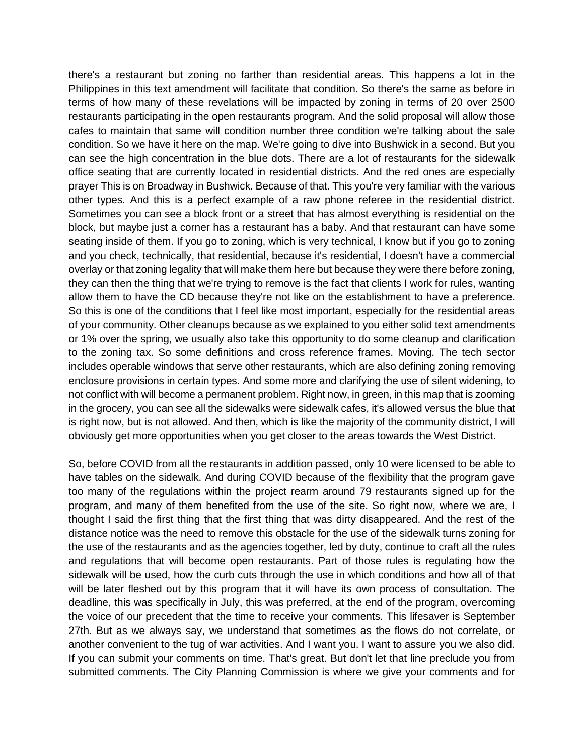there's a restaurant but zoning no farther than residential areas. This happens a lot in the Philippines in this text amendment will facilitate that condition. So there's the same as before in terms of how many of these revelations will be impacted by zoning in terms of 20 over 2500 restaurants participating in the open restaurants program. And the solid proposal will allow those cafes to maintain that same will condition number three condition we're talking about the sale condition. So we have it here on the map. We're going to dive into Bushwick in a second. But you can see the high concentration in the blue dots. There are a lot of restaurants for the sidewalk office seating that are currently located in residential districts. And the red ones are especially prayer This is on Broadway in Bushwick. Because of that. This you're very familiar with the various other types. And this is a perfect example of a raw phone referee in the residential district. Sometimes you can see a block front or a street that has almost everything is residential on the block, but maybe just a corner has a restaurant has a baby. And that restaurant can have some seating inside of them. If you go to zoning, which is very technical, I know but if you go to zoning and you check, technically, that residential, because it's residential, I doesn't have a commercial overlay or that zoning legality that will make them here but because they were there before zoning, they can then the thing that we're trying to remove is the fact that clients I work for rules, wanting allow them to have the CD because they're not like on the establishment to have a preference. So this is one of the conditions that I feel like most important, especially for the residential areas of your community. Other cleanups because as we explained to you either solid text amendments or 1% over the spring, we usually also take this opportunity to do some cleanup and clarification to the zoning tax. So some definitions and cross reference frames. Moving. The tech sector includes operable windows that serve other restaurants, which are also defining zoning removing enclosure provisions in certain types. And some more and clarifying the use of silent widening, to not conflict with will become a permanent problem. Right now, in green, in this map that is zooming in the grocery, you can see all the sidewalks were sidewalk cafes, it's allowed versus the blue that is right now, but is not allowed. And then, which is like the majority of the community district, I will obviously get more opportunities when you get closer to the areas towards the West District.

So, before COVID from all the restaurants in addition passed, only 10 were licensed to be able to have tables on the sidewalk. And during COVID because of the flexibility that the program gave too many of the regulations within the project rearm around 79 restaurants signed up for the program, and many of them benefited from the use of the site. So right now, where we are, I thought I said the first thing that the first thing that was dirty disappeared. And the rest of the distance notice was the need to remove this obstacle for the use of the sidewalk turns zoning for the use of the restaurants and as the agencies together, led by duty, continue to craft all the rules and regulations that will become open restaurants. Part of those rules is regulating how the sidewalk will be used, how the curb cuts through the use in which conditions and how all of that will be later fleshed out by this program that it will have its own process of consultation. The deadline, this was specifically in July, this was preferred, at the end of the program, overcoming the voice of our precedent that the time to receive your comments. This lifesaver is September 27th. But as we always say, we understand that sometimes as the flows do not correlate, or another convenient to the tug of war activities. And I want you. I want to assure you we also did. If you can submit your comments on time. That's great. But don't let that line preclude you from submitted comments. The City Planning Commission is where we give your comments and for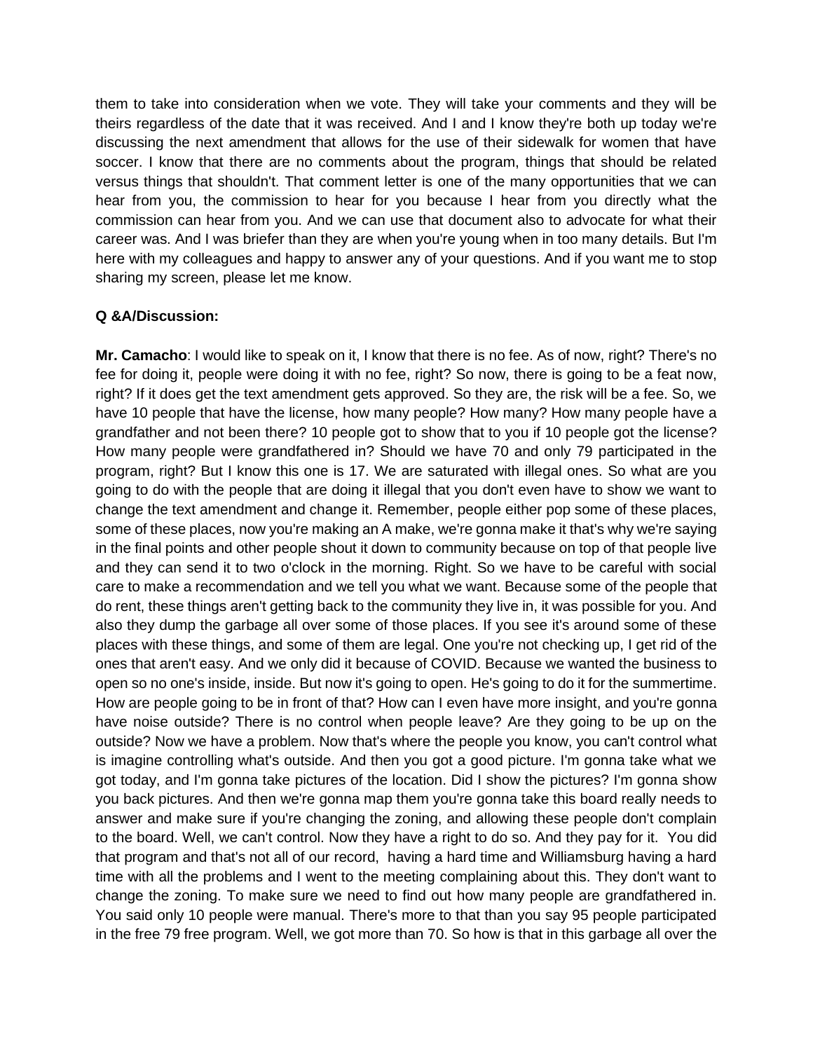them to take into consideration when we vote. They will take your comments and they will be theirs regardless of the date that it was received. And I and I know they're both up today we're discussing the next amendment that allows for the use of their sidewalk for women that have soccer. I know that there are no comments about the program, things that should be related versus things that shouldn't. That comment letter is one of the many opportunities that we can hear from you, the commission to hear for you because I hear from you directly what the commission can hear from you. And we can use that document also to advocate for what their career was. And I was briefer than they are when you're young when in too many details. But I'm here with my colleagues and happy to answer any of your questions. And if you want me to stop sharing my screen, please let me know.

**Q &A/Discussion:**

**Mr. Camacho**: I would like to speak on it, I know that there is no fee. As of now, right? There's no fee for doing it, people were doing it with no fee, right? So now, there is going to be a feat now, right? If it does get the text amendment gets approved. So they are, the risk will be a fee. So, we have 10 people that have the license, how many people? How many? How many people have a grandfather and not been there? 10 people got to show that to you if 10 people got the license? How many people were grandfathered in? Should we have 70 and only 79 participated in the program, right? But I know this one is 17. We are saturated with illegal ones. So what are you going to do with the people that are doing it illegal that you don't even have to show we want to change the text amendment and change it. Remember, people either pop some of these places, some of these places, now you're making an A make, we're gonna make it that's why we're saying in the final points and other people shout it down to community because on top of that people live and they can send it to two o'clock in the morning. Right. So we have to be careful with social care to make a recommendation and we tell you what we want. Because some of the people that do rent, these things aren't getting back to the community they live in, it was possible for you. And also they dump the garbage all over some of those places. If you see it's around some of these places with these things, and some of them are legal. One you're not checking up, I get rid of the ones that aren't easy. And we only did it because of COVID. Because we wanted the business to open so no one's inside, inside. But now it's going to open. He's going to do it for the summertime. How are people going to be in front of that? How can I even have more insight, and you're gonna have noise outside? There is no control when people leave? Are they going to be up on the outside? Now we have a problem. Now that's where the people you know, you can't control what is imagine controlling what's outside. And then you got a good picture. I'm gonna take what we got today, and I'm gonna take pictures of the location. Did I show the pictures? I'm gonna show you back pictures. And then we're gonna map them you're gonna take this board really needs to answer and make sure if you're changing the zoning, and allowing these people don't complain to the board. Well, we can't control. Now they have a right to do so. And they pay for it. You did that program and that's not all of our record, having a hard time and Williamsburg having a hard time with all the problems and I went to the meeting complaining about this. They don't want to change the zoning. To make sure we need to find out how many people are grandfathered in. You said only 10 people were manual. There's more to that than you say 95 people participated in the free 79 free program. Well, we got more than 70. So how is that in this garbage all over the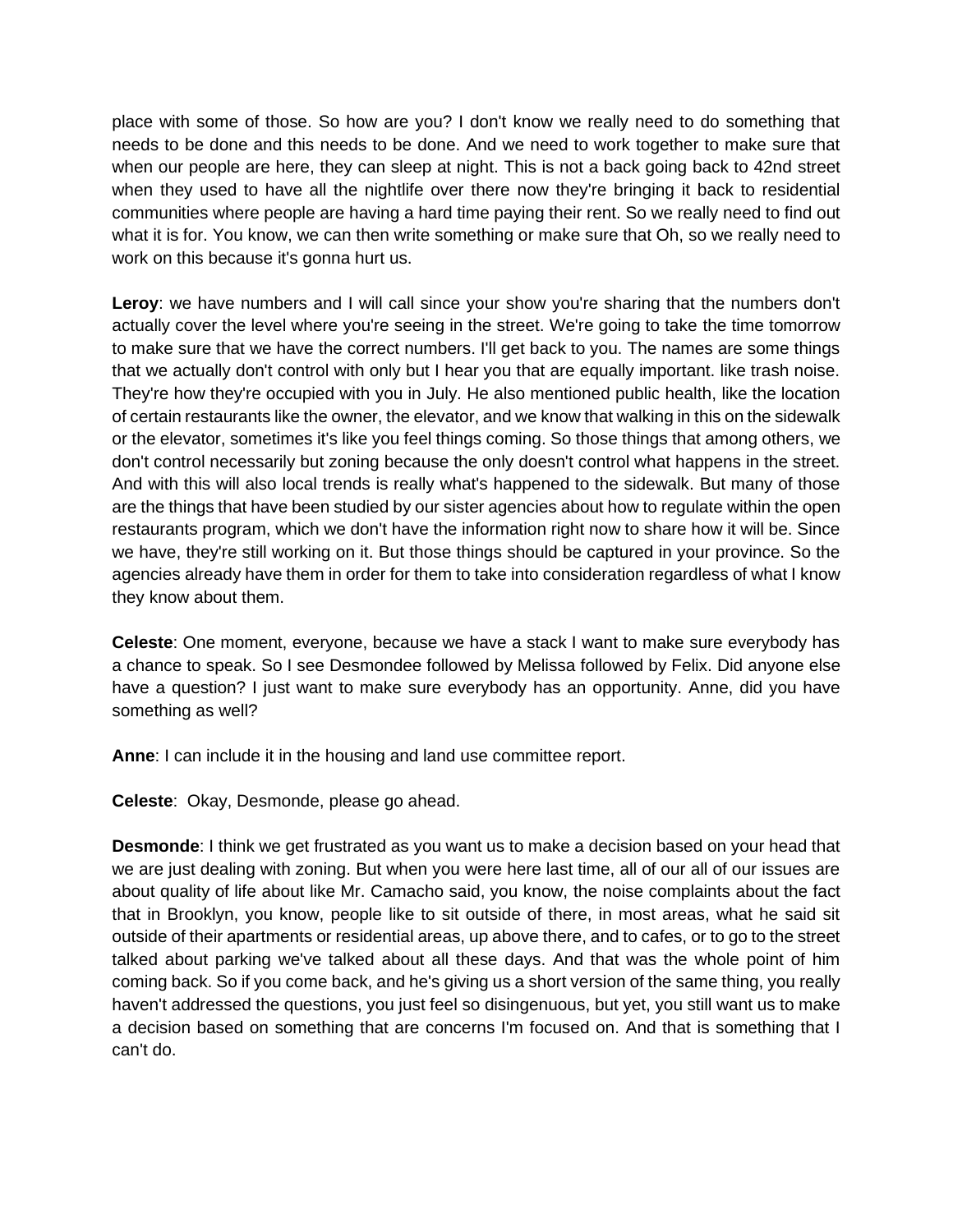place with some of those. So how are you? I don't know we really need to do something that needs to be done and this needs to be done. And we need to work together to make sure that when our people are here, they can sleep at night. This is not a back going back to 42nd street when they used to have all the nightlife over there now they're bringing it back to residential communities where people are having a hard time paying their rent. So we really need to find out what it is for. You know, we can then write something or make sure that Oh, so we really need to work on this because it's gonna hurt us.

**Leroy**: we have numbers and I will call since your show you're sharing that the numbers don't actually cover the level where you're seeing in the street. We're going to take the time tomorrow to make sure that we have the correct numbers. I'll get back to you. The names are some things that we actually don't control with only but I hear you that are equally important. like trash noise. They're how they're occupied with you in July. He also mentioned public health, like the location of certain restaurants like the owner, the elevator, and we know that walking in this on the sidewalk or the elevator, sometimes it's like you feel things coming. So those things that among others, we don't control necessarily but zoning because the only doesn't control what happens in the street. And with this will also local trends is really what's happened to the sidewalk. But many of those are the things that have been studied by our sister agencies about how to regulate within the open restaurants program, which we don't have the information right now to share how it will be. Since we have, they're still working on it. But those things should be captured in your province. So the agencies already have them in order for them to take into consideration regardless of what I know they know about them.

**Celeste**: One moment, everyone, because we have a stack I want to make sure everybody has a chance to speak. So I see Desmondee followed by Melissa followed by Felix. Did anyone else have a question? I just want to make sure everybody has an opportunity. Anne, did you have something as well?

**Anne**: I can include it in the housing and land use committee report.

**Celeste**: Okay, Desmonde, please go ahead.

**Desmonde**: I think we get frustrated as you want us to make a decision based on your head that we are just dealing with zoning. But when you were here last time, all of our all of our issues are about quality of life about like Mr. Camacho said, you know, the noise complaints about the fact that in Brooklyn, you know, people like to sit outside of there, in most areas, what he said sit outside of their apartments or residential areas, up above there, and to cafes, or to go to the street talked about parking we've talked about all these days. And that was the whole point of him coming back. So if you come back, and he's giving us a short version of the same thing, you really haven't addressed the questions, you just feel so disingenuous, but yet, you still want us to make a decision based on something that are concerns I'm focused on. And that is something that I can't do.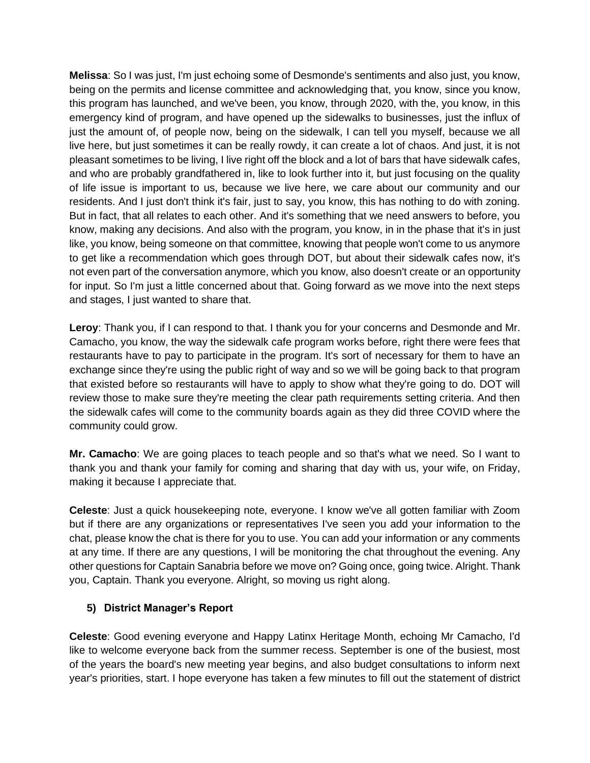**Melissa**: So I was just, I'm just echoing some of Desmonde's sentiments and also just, you know, being on the permits and license committee and acknowledging that, you know, since you know, this program has launched, and we've been, you know, through 2020, with the, you know, in this emergency kind of program, and have opened up the sidewalks to businesses, just the influx of just the amount of, of people now, being on the sidewalk, I can tell you myself, because we all live here, but just sometimes it can be really rowdy, it can create a lot of chaos. And just, it is not pleasant sometimes to be living, I live right off the block and a lot of bars that have sidewalk cafes, and who are probably grandfathered in, like to look further into it, but just focusing on the quality of life issue is important to us, because we live here, we care about our community and our residents. And I just don't think it's fair, just to say, you know, this has nothing to do with zoning. But in fact, that all relates to each other. And it's something that we need answers to before, you know, making any decisions. And also with the program, you know, in in the phase that it's in just like, you know, being someone on that committee, knowing that people won't come to us anymore to get like a recommendation which goes through DOT, but about their sidewalk cafes now, it's not even part of the conversation anymore, which you know, also doesn't create or an opportunity for input. So I'm just a little concerned about that. Going forward as we move into the next steps and stages, I just wanted to share that.

**Leroy**: Thank you, if I can respond to that. I thank you for your concerns and Desmonde and Mr. Camacho, you know, the way the sidewalk cafe program works before, right there were fees that restaurants have to pay to participate in the program. It's sort of necessary for them to have an exchange since they're using the public right of way and so we will be going back to that program that existed before so restaurants will have to apply to show what they're going to do. DOT will review those to make sure they're meeting the clear path requirements setting criteria. And then the sidewalk cafes will come to the community boards again as they did three COVID where the community could grow.

**Mr. Camacho**: We are going places to teach people and so that's what we need. So I want to thank you and thank your family for coming and sharing that day with us, your wife, on Friday, making it because I appreciate that.

**Celeste**: Just a quick housekeeping note, everyone. I know we've all gotten familiar with Zoom but if there are any organizations or representatives I've seen you add your information to the chat, please know the chat is there for you to use. You can add your information or any comments at any time. If there are any questions, I will be monitoring the chat throughout the evening. Any other questions for Captain Sanabria before we move on? Going once, going twice. Alright. Thank you, Captain. Thank you everyone. Alright, so moving us right along.

### 5) District Manager's Report

**Celeste**: Good evening everyone and Happy Latinx Heritage Month, echoing Mr Camacho, I'd like to welcome everyone back from the summer recess. September is one of the busiest, most of the years the board's new meeting year begins, and also budget consultations to inform next year's priorities, start. I hope everyone has taken a few minutes to fill out the statement of district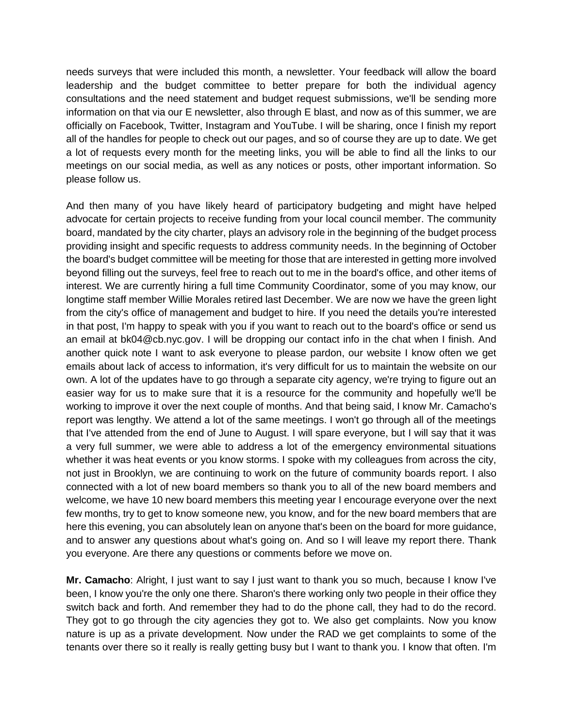needs surveys that were included this month, a newsletter. Your feedback will allow the board leadership and the budget committee to better prepare for both the individual agency consultations and the need statement and budget request submissions, we'll be sending more information on that via our E newsletter, also through E blast, and now as of this summer, we are officially on Facebook, Twitter, Instagram and YouTube. I will be sharing, once I finish my report all of the handles for people to check out our pages, and so of course they are up to date. We get a lot of requests every month for the meeting links, you will be able to find all the links to our meetings on our social media, as well as any notices or posts, other important information. So please follow us.

And then many of you have likely heard of participatory budgeting and might have helped advocate for certain projects to receive funding from your local council member. The community board, mandated by the city charter, plays an advisory role in the beginning of the budget process providing insight and specific requests to address community needs. In the beginning of October the board's budget committee will be meeting for those that are interested in getting more involved beyond filling out the surveys, feel free to reach out to me in the board's office, and other items of interest. We are currently hiring a full time Community Coordinator, some of you may know, our longtime staff member Willie Morales retired last December. We are now we have the green light from the city's office of management and budget to hire. If you need the details you're interested in that post, I'm happy to speak with you if you want to reach out to the board's office or send us an email at bk04@cb.nyc.gov. I will be dropping our contact info in the chat when I finish. And another quick note I want to ask everyone to please pardon, our website I know often we get emails about lack of access to information, it's very difficult for us to maintain the website on our own. A lot of the updates have to go through a separate city agency, we're trying to figure out an easier way for us to make sure that it is a resource for the community and hopefully we'll be working to improve it over the next couple of months. And that being said, I know Mr. Camacho's report was lengthy. We attend a lot of the same meetings. I won't go through all of the meetings that I've attended from the end of June to August. I will spare everyone, but I will say that it was a very full summer, we were able to address a lot of the emergency environmental situations whether it was heat events or you know storms. I spoke with my colleagues from across the city, not just in Brooklyn, we are continuing to work on the future of community boards report. I also connected with a lot of new board members so thank you to all of the new board members and welcome, we have 10 new board members this meeting year I encourage everyone over the next few months, try to get to know someone new, you know, and for the new board members that are here this evening, you can absolutely lean on anyone that's been on the board for more guidance, and to answer any questions about what's going on. And so I will leave my report there. Thank you everyone. Are there any questions or comments before we move on.

**Mr. Camacho**: Alright, I just want to say I just want to thank you so much, because I know I've been, I know you're the only one there. Sharon's there working only two people in their office they switch back and forth. And remember they had to do the phone call, they had to do the record. They got to go through the city agencies they got to. We also get complaints. Now you know nature is up as a private development. Now under the RAD we get complaints to some of the tenants over there so it really is really getting busy but I want to thank you. I know that often. I'm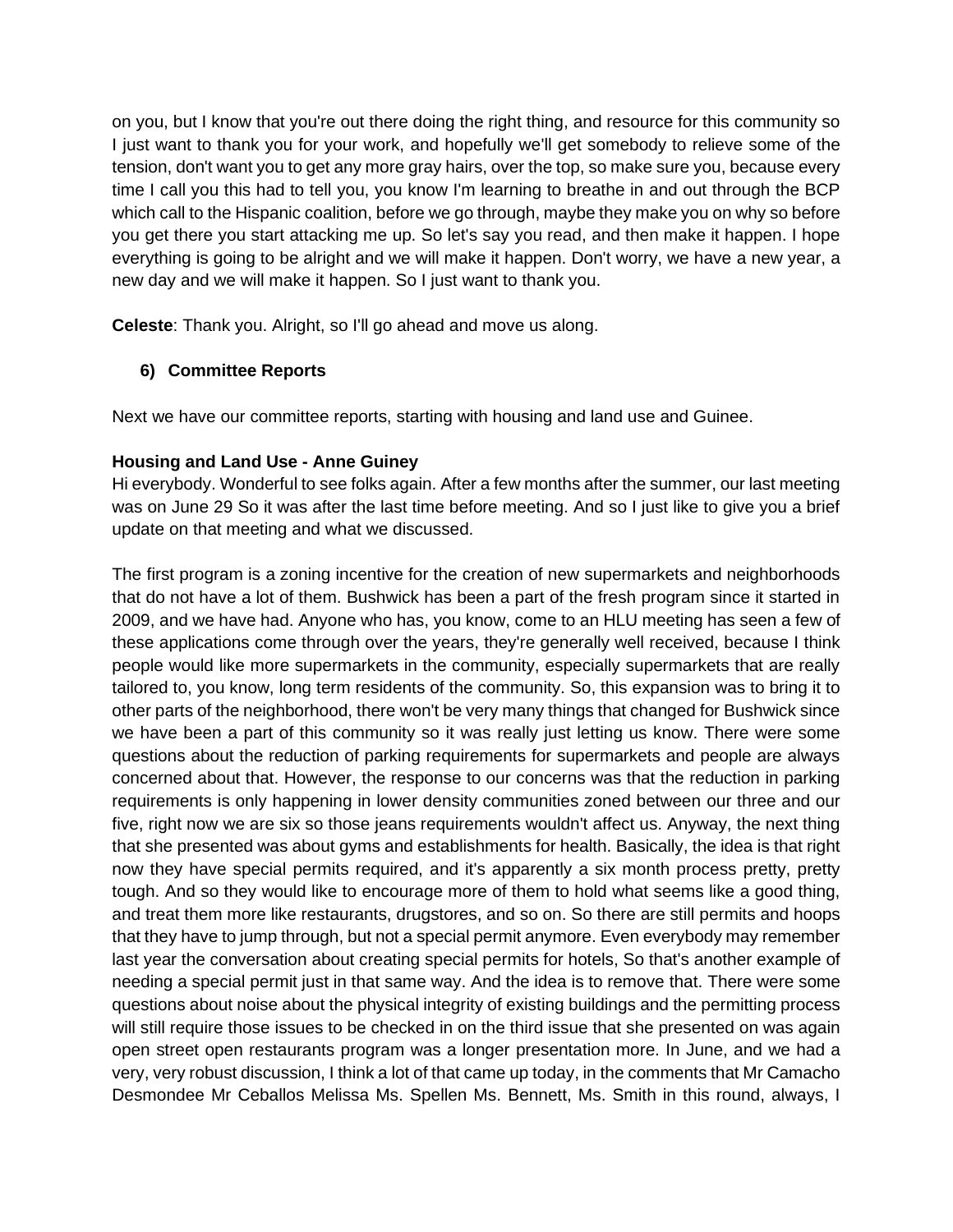on you, but I know that you're out there doing the right thing, and resource for this community so I just want to thank you for your work, and hopefully we'll get somebody to relieve some of the tension, don't want you to get any more gray hairs, over the top, so make sure you, because every time I call you this had to tell you, you know I'm learning to breathe in and out through the BCP which call to the Hispanic coalition, before we go through, maybe they make you on why so before you get there you start attacking me up. So let's say you read, and then make it happen. I hope everything is going to be alright and we will make it happen. Don't worry, we have a new year, a new day and we will make it happen. So I just want to thank you.

**Celeste**: Thank you. Alright, so I'll go ahead and move us along.

### 6) Committee Reports

Next we have our committee reports, starting with housing and land use and Guinee.

**Housing and Land Use - Anne Guiney**
Hi everybody. Wonderful to see folks again. After a few months after the summer, our last meeting was on June 29 So it was after the last time before meeting. And so I just like to give you a brief update on that meeting and what we discussed.

The first program is a zoning incentive for the creation of new supermarkets and neighborhoods that do not have a lot of them. Bushwick has been a part of the fresh program since it started in 2009, and we have had. Anyone who has, you know, come to an HLU meeting has seen a few of these applications come through over the years, they're generally well received, because I think people would like more supermarkets in the community, especially supermarkets that are really tailored to, you know, long term residents of the community. So, this expansion was to bring it to other parts of the neighborhood, there won't be very many things that changed for Bushwick since we have been a part of this community so it was really just letting us know. There were some questions about the reduction of parking requirements for supermarkets and people are always concerned about that. However, the response to our concerns was that the reduction in parking requirements is only happening in lower density communities zoned between our three and our five, right now we are six so those jeans requirements wouldn't affect us. Anyway, the next thing that she presented was about gyms and establishments for health. Basically, the idea is that right now they have special permits required, and it's apparently a six month process pretty, pretty tough. And so they would like to encourage more of them to hold what seems like a good thing, and treat them more like restaurants, drugstores, and so on. So there are still permits and hoops that they have to jump through, but not a special permit anymore. Even everybody may remember last year the conversation about creating special permits for hotels, So that's another example of needing a special permit just in that same way. And the idea is to remove that. There were some questions about noise about the physical integrity of existing buildings and the permitting process will still require those issues to be checked in on the third issue that she presented on was again open street open restaurants program was a longer presentation more. In June, and we had a very, very robust discussion, I think a lot of that came up today, in the comments that Mr Camacho Desmondee Mr Ceballos Melissa Ms. Spellen Ms. Bennett, Ms. Smith in this round, always, I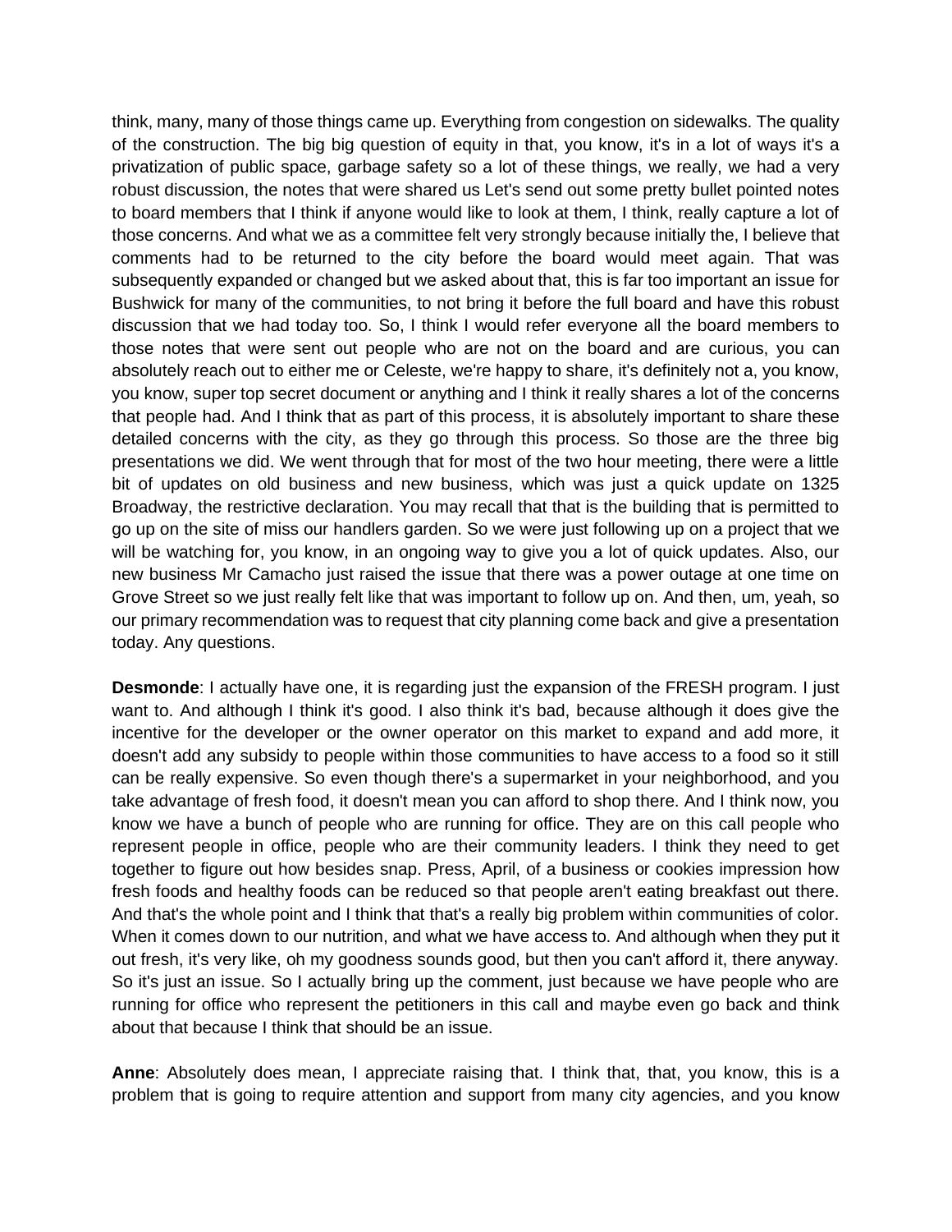think, many, many of those things came up. Everything from congestion on sidewalks. The quality of the construction. The big big question of equity in that, you know, it's in a lot of ways it's a privatization of public space, garbage safety so a lot of these things, we really, we had a very robust discussion, the notes that were shared us Let's send out some pretty bullet pointed notes to board members that I think if anyone would like to look at them, I think, really capture a lot of those concerns. And what we as a committee felt very strongly because initially the, I believe that comments had to be returned to the city before the board would meet again. That was subsequently expanded or changed but we asked about that, this is far too important an issue for Bushwick for many of the communities, to not bring it before the full board and have this robust discussion that we had today too. So, I think I would refer everyone all the board members to those notes that were sent out people who are not on the board and are curious, you can absolutely reach out to either me or Celeste, we're happy to share, it's definitely not a, you know, you know, super top secret document or anything and I think it really shares a lot of the concerns that people had. And I think that as part of this process, it is absolutely important to share these detailed concerns with the city, as they go through this process. So those are the three big presentations we did. We went through that for most of the two hour meeting, there were a little bit of updates on old business and new business, which was just a quick update on 1325 Broadway, the restrictive declaration. You may recall that that is the building that is permitted to go up on the site of miss our handlers garden. So we were just following up on a project that we will be watching for, you know, in an ongoing way to give you a lot of quick updates. Also, our new business Mr Camacho just raised the issue that there was a power outage at one time on Grove Street so we just really felt like that was important to follow up on. And then, um, yeah, so our primary recommendation was to request that city planning come back and give a presentation today. Any questions.

**Desmonde**: I actually have one, it is regarding just the expansion of the FRESH program. I just want to. And although I think it's good. I also think it's bad, because although it does give the incentive for the developer or the owner operator on this market to expand and add more, it doesn't add any subsidy to people within those communities to have access to a food so it still can be really expensive. So even though there's a supermarket in your neighborhood, and you take advantage of fresh food, it doesn't mean you can afford to shop there. And I think now, you know we have a bunch of people who are running for office. They are on this call people who represent people in office, people who are their community leaders. I think they need to get together to figure out how besides snap. Press, April, of a business or cookies impression how fresh foods and healthy foods can be reduced so that people aren't eating breakfast out there. And that's the whole point and I think that that's a really big problem within communities of color. When it comes down to our nutrition, and what we have access to. And although when they put it out fresh, it's very like, oh my goodness sounds good, but then you can't afford it, there anyway. So it's just an issue. So I actually bring up the comment, just because we have people who are running for office who represent the petitioners in this call and maybe even go back and think about that because I think that should be an issue.

**Anne**: Absolutely does mean, I appreciate raising that. I think that, that, you know, this is a problem that is going to require attention and support from many city agencies, and you know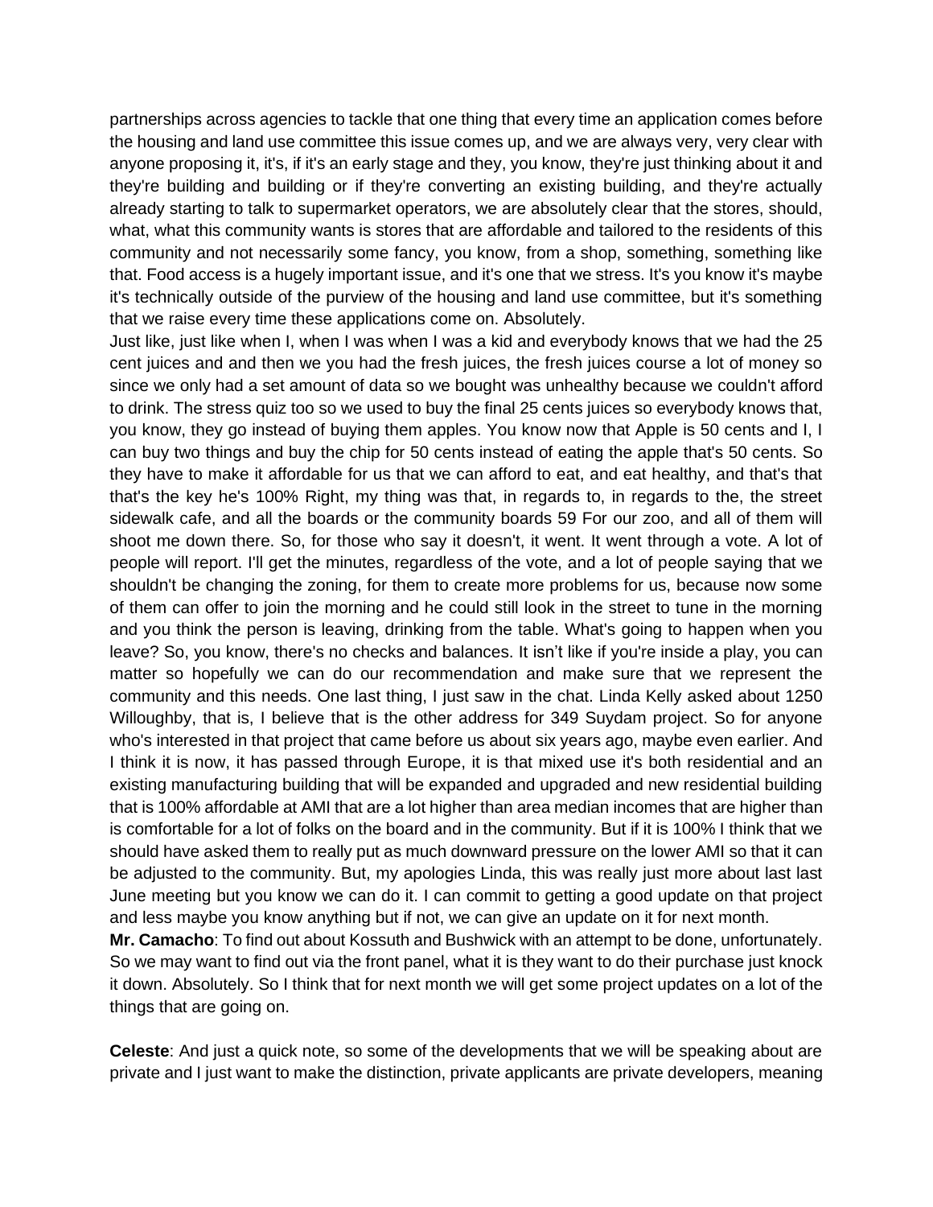partnerships across agencies to tackle that one thing that every time an application comes before the housing and land use committee this issue comes up, and we are always very, very clear with anyone proposing it, it's, if it's an early stage and they, you know, they're just thinking about it and they're building and building or if they're converting an existing building, and they're actually already starting to talk to supermarket operators, we are absolutely clear that the stores, should, what, what this community wants is stores that are affordable and tailored to the residents of this community and not necessarily some fancy, you know, from a shop, something, something like that. Food access is a hugely important issue, and it's one that we stress. It's you know it's maybe it's technically outside of the purview of the housing and land use committee, but it's something that we raise every time these applications come on. Absolutely.

Just like, just like when I, when I was when I was a kid and everybody knows that we had the 25 cent juices and and then we you had the fresh juices, the fresh juices course a lot of money so since we only had a set amount of data so we bought was unhealthy because we couldn't afford to drink. The stress quiz too so we used to buy the final 25 cents juices so everybody knows that, you know, they go instead of buying them apples. You know now that Apple is 50 cents and I, I can buy two things and buy the chip for 50 cents instead of eating the apple that's 50 cents. So they have to make it affordable for us that we can afford to eat, and eat healthy, and that's that that's the key he's 100% Right, my thing was that, in regards to, in regards to the, the street sidewalk cafe, and all the boards or the community boards 59 For our zoo, and all of them will shoot me down there. So, for those who say it doesn't, it went. It went through a vote. A lot of people will report. I'll get the minutes, regardless of the vote, and a lot of people saying that we shouldn't be changing the zoning, for them to create more problems for us, because now some of them can offer to join the morning and he could still look in the street to tune in the morning and you think the person is leaving, drinking from the table. What's going to happen when you leave? So, you know, there's no checks and balances. It isn't like if you're inside a play, you can matter so hopefully we can do our recommendation and make sure that we represent the community and this needs. One last thing, I just saw in the chat. Linda Kelly asked about 1250 Willoughby, that is, I believe that is the other address for 349 Suydam project. So for anyone who's interested in that project that came before us about six years ago, maybe even earlier. And I think it is now, it has passed through Europe, it is that mixed use it's both residential and an existing manufacturing building that will be expanded and upgraded and new residential building that is 100% affordable at AMI that are a lot higher than area median incomes that are higher than is comfortable for a lot of folks on the board and in the community. But if it is 100% I think that we should have asked them to really put as much downward pressure on the lower AMI so that it can be adjusted to the community. But, my apologies Linda, this was really just more about last last June meeting but you know we can do it. I can commit to getting a good update on that project and less maybe you know anything but if not, we can give an update on it for next month.

**Mr. Camacho**: To find out about Kossuth and Bushwick with an attempt to be done, unfortunately. So we may want to find out via the front panel, what it is they want to do their purchase just knock it down. Absolutely. So I think that for next month we will get some project updates on a lot of the things that are going on.

**Celeste**: And just a quick note, so some of the developments that we will be speaking about are private and I just want to make the distinction, private applicants are private developers, meaning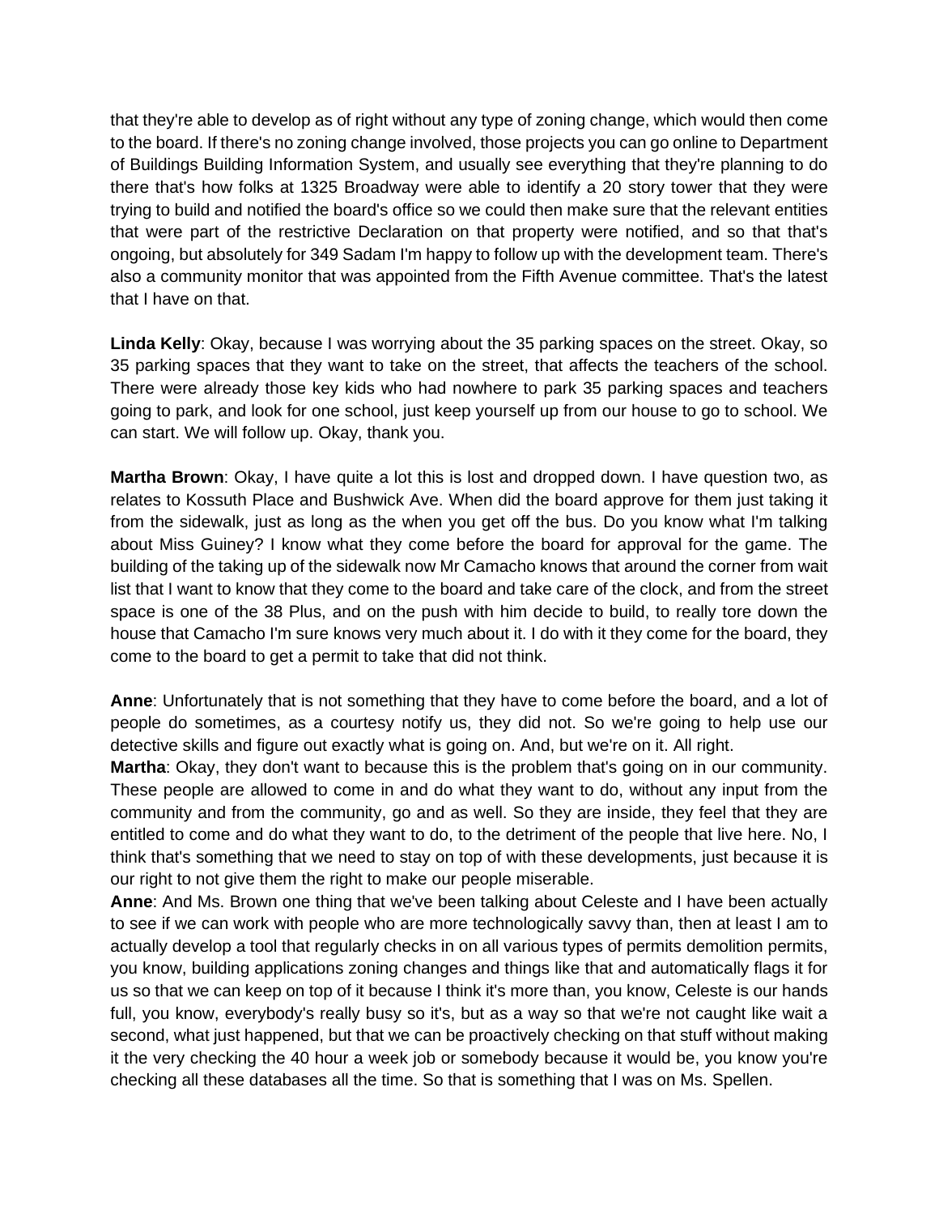that they're able to develop as of right without any type of zoning change, which would then come to the board. If there's no zoning change involved, those projects you can go online to Department of Buildings Building Information System, and usually see everything that they're planning to do there that's how folks at 1325 Broadway were able to identify a 20 story tower that they were trying to build and notified the board's office so we could then make sure that the relevant entities that were part of the restrictive Declaration on that property were notified, and so that that's ongoing, but absolutely for 349 Sadam I'm happy to follow up with the development team. There's also a community monitor that was appointed from the Fifth Avenue committee. That's the latest that I have on that.

**Linda Kelly**: Okay, because I was worrying about the 35 parking spaces on the street. Okay, so 35 parking spaces that they want to take on the street, that affects the teachers of the school. There were already those key kids who had nowhere to park 35 parking spaces and teachers going to park, and look for one school, just keep yourself up from our house to go to school. We can start. We will follow up. Okay, thank you.

**Martha Brown**: Okay, I have quite a lot this is lost and dropped down. I have question two, as relates to Kossuth Place and Bushwick Ave. When did the board approve for them just taking it from the sidewalk, just as long as the when you get off the bus. Do you know what I'm talking about Miss Guiney? I know what they come before the board for approval for the game. The building of the taking up of the sidewalk now Mr Camacho knows that around the corner from wait list that I want to know that they come to the board and take care of the clock, and from the street space is one of the 38 Plus, and on the push with him decide to build, to really tore down the house that Camacho I'm sure knows very much about it. I do with it they come for the board, they come to the board to get a permit to take that did not think.

**Anne**: Unfortunately that is not something that they have to come before the board, and a lot of people do sometimes, as a courtesy notify us, they did not. So we're going to help use our detective skills and figure out exactly what is going on. And, but we're on it. All right.

**Martha**: Okay, they don't want to because this is the problem that's going on in our community. These people are allowed to come in and do what they want to do, without any input from the community and from the community, go and as well. So they are inside, they feel that they are entitled to come and do what they want to do, to the detriment of the people that live here. No, I think that's something that we need to stay on top of with these developments, just because it is our right to not give them the right to make our people miserable.

**Anne**: And Ms. Brown one thing that we've been talking about Celeste and I have been actually to see if we can work with people who are more technologically savvy than, then at least I am to actually develop a tool that regularly checks in on all various types of permits demolition permits, you know, building applications zoning changes and things like that and automatically flags it for us so that we can keep on top of it because I think it's more than, you know, Celeste is our hands full, you know, everybody's really busy so it's, but as a way so that we're not caught like wait a second, what just happened, but that we can be proactively checking on that stuff without making it the very checking the 40 hour a week job or somebody because it would be, you know you're checking all these databases all the time. So that is something that I was on Ms. Spellen.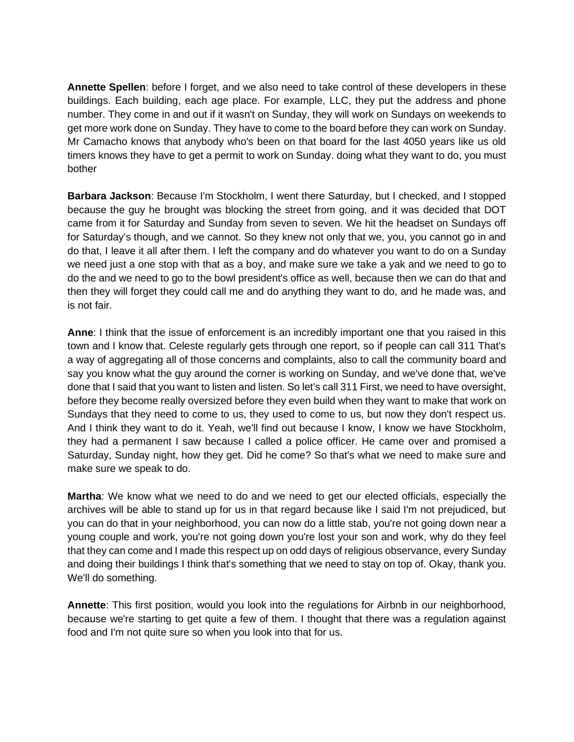**Annette Spellen**: before I forget, and we also need to take control of these developers in these buildings. Each building, each age place. For example, LLC, they put the address and phone number. They come in and out if it wasn't on Sunday, they will work on Sundays on weekends to get more work done on Sunday. They have to come to the board before they can work on Sunday. Mr Camacho knows that anybody who's been on that board for the last 4050 years like us old timers knows they have to get a permit to work on Sunday. doing what they want to do, you must bother

**Barbara Jackson**: Because I'm Stockholm, I went there Saturday, but I checked, and I stopped because the guy he brought was blocking the street from going, and it was decided that DOT came from it for Saturday and Sunday from seven to seven. We hit the headset on Sundays off for Saturday's though, and we cannot. So they knew not only that we, you, you cannot go in and do that, I leave it all after them. I left the company and do whatever you want to do on a Sunday we need just a one stop with that as a boy, and make sure we take a yak and we need to go to do the and we need to go to the bowl president's office as well, because then we can do that and then they will forget they could call me and do anything they want to do, and he made was, and is not fair.

**Anne**: I think that the issue of enforcement is an incredibly important one that you raised in this town and I know that. Celeste regularly gets through one report, so if people can call 311 That's a way of aggregating all of those concerns and complaints, also to call the community board and say you know what the guy around the corner is working on Sunday, and we've done that, we've done that I said that you want to listen and listen. So let's call 311 First, we need to have oversight, before they become really oversized before they even build when they want to make that work on Sundays that they need to come to us, they used to come to us, but now they don't respect us. And I think they want to do it. Yeah, we'll find out because I know, I know we have Stockholm, they had a permanent I saw because I called a police officer. He came over and promised a Saturday, Sunday night, how they get. Did he come? So that's what we need to make sure and make sure we speak to do.

**Martha**: We know what we need to do and we need to get our elected officials, especially the archives will be able to stand up for us in that regard because like I said I'm not prejudiced, but you can do that in your neighborhood, you can now do a little stab, you're not going down near a young couple and work, you're not going down you're lost your son and work, why do they feel that they can come and I made this respect up on odd days of religious observance, every Sunday and doing their buildings I think that's something that we need to stay on top of. Okay, thank you. We'll do something.

**Annette**: This first position, would you look into the regulations for Airbnb in our neighborhood, because we're starting to get quite a few of them. I thought that there was a regulation against food and I'm not quite sure so when you look into that for us.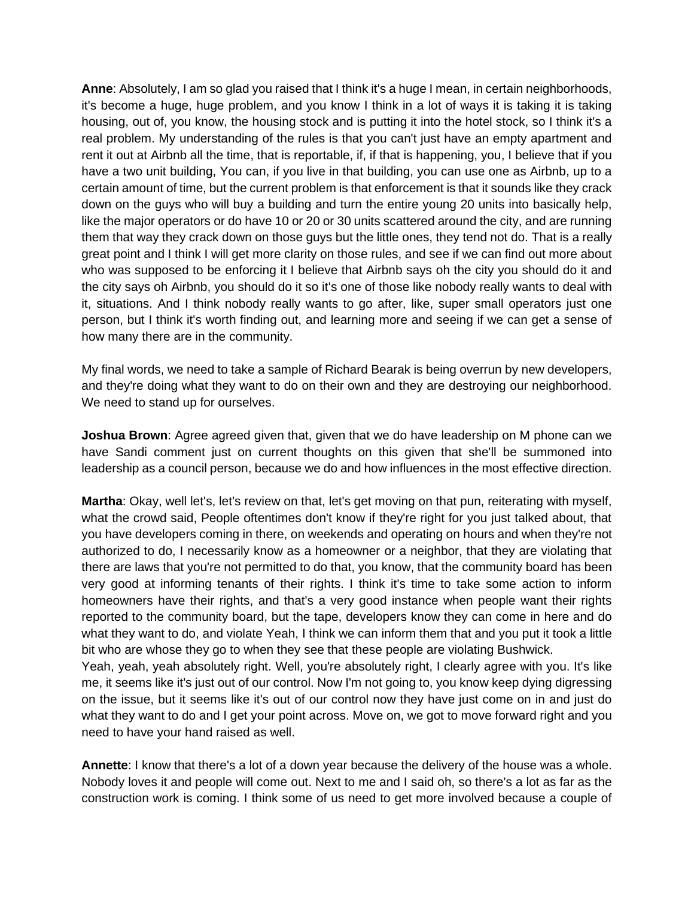**Anne**: Absolutely, I am so glad you raised that I think it's a huge I mean, in certain neighborhoods, it's become a huge, huge problem, and you know I think in a lot of ways it is taking it is taking housing, out of, you know, the housing stock and is putting it into the hotel stock, so I think it's a real problem. My understanding of the rules is that you can't just have an empty apartment and rent it out at Airbnb all the time, that is reportable, if, if that is happening, you, I believe that if you have a two unit building, You can, if you live in that building, you can use one as Airbnb, up to a certain amount of time, but the current problem is that enforcement is that it sounds like they crack down on the guys who will buy a building and turn the entire young 20 units into basically help, like the major operators or do have 10 or 20 or 30 units scattered around the city, and are running them that way they crack down on those guys but the little ones, they tend not do. That is a really great point and I think I will get more clarity on those rules, and see if we can find out more about who was supposed to be enforcing it I believe that Airbnb says oh the city you should do it and the city says oh Airbnb, you should do it so it's one of those like nobody really wants to deal with it, situations. And I think nobody really wants to go after, like, super small operators just one person, but I think it's worth finding out, and learning more and seeing if we can get a sense of how many there are in the community.

My final words, we need to take a sample of Richard Bearak is being overrun by new developers, and they're doing what they want to do on their own and they are destroying our neighborhood. We need to stand up for ourselves.

**Joshua Brown**: Agree agreed given that, given that we do have leadership on M phone can we have Sandi comment just on current thoughts on this given that she'll be summoned into leadership as a council person, because we do and how influences in the most effective direction.

**Martha**: Okay, well let's, let's review on that, let's get moving on that pun, reiterating with myself, what the crowd said, People oftentimes don't know if they're right for you just talked about, that you have developers coming in there, on weekends and operating on hours and when they're not authorized to do, I necessarily know as a homeowner or a neighbor, that they are violating that there are laws that you're not permitted to do that, you know, that the community board has been very good at informing tenants of their rights. I think it's time to take some action to inform homeowners have their rights, and that's a very good instance when people want their rights reported to the community board, but the tape, developers know they can come in here and do what they want to do, and violate Yeah, I think we can inform them that and you put it took a little bit who are whose they go to when they see that these people are violating Bushwick.
Yeah, yeah, yeah absolutely right. Well, you're absolutely right, I clearly agree with you. It's like me, it seems like it's just out of our control. Now I'm not going to, you know keep dying digressing on the issue, but it seems like it's out of our control now they have just come on in and just do what they want to do and I get your point across. Move on, we got to move forward right and you need to have your hand raised as well.

**Annette**: I know that there's a lot of a down year because the delivery of the house was a whole. Nobody loves it and people will come out. Next to me and I said oh, so there's a lot as far as the construction work is coming. I think some of us need to get more involved because a couple of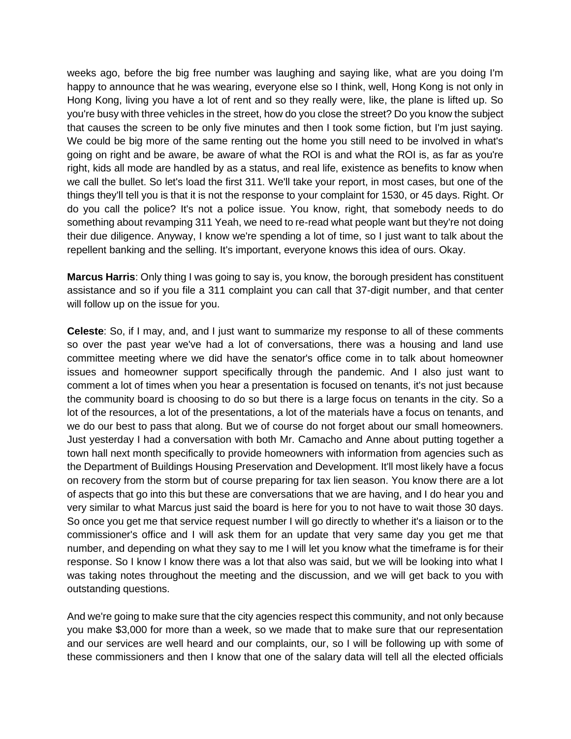weeks ago, before the big free number was laughing and saying like, what are you doing I'm happy to announce that he was wearing, everyone else so I think, well, Hong Kong is not only in Hong Kong, living you have a lot of rent and so they really were, like, the plane is lifted up. So you're busy with three vehicles in the street, how do you close the street? Do you know the subject that causes the screen to be only five minutes and then I took some fiction, but I'm just saying. We could be big more of the same renting out the home you still need to be involved in what's going on right and be aware, be aware of what the ROI is and what the ROI is, as far as you're right, kids all mode are handled by as a status, and real life, existence as benefits to know when we call the bullet. So let's load the first 311. We'll take your report, in most cases, but one of the things they'll tell you is that it is not the response to your complaint for 1530, or 45 days. Right. Or do you call the police? It's not a police issue. You know, right, that somebody needs to do something about revamping 311 Yeah, we need to re-read what people want but they're not doing their due diligence. Anyway, I know we're spending a lot of time, so I just want to talk about the repellent banking and the selling. It's important, everyone knows this idea of ours. Okay.

**Marcus Harris**: Only thing I was going to say is, you know, the borough president has constituent assistance and so if you file a 311 complaint you can call that 37-digit number, and that center will follow up on the issue for you.

**Celeste**: So, if I may, and, and I just want to summarize my response to all of these comments so over the past year we've had a lot of conversations, there was a housing and land use committee meeting where we did have the senator's office come in to talk about homeowner issues and homeowner support specifically through the pandemic. And I also just want to comment a lot of times when you hear a presentation is focused on tenants, it's not just because the community board is choosing to do so but there is a large focus on tenants in the city. So a lot of the resources, a lot of the presentations, a lot of the materials have a focus on tenants, and we do our best to pass that along. But we of course do not forget about our small homeowners. Just yesterday I had a conversation with both Mr. Camacho and Anne about putting together a town hall next month specifically to provide homeowners with information from agencies such as the Department of Buildings Housing Preservation and Development. It'll most likely have a focus on recovery from the storm but of course preparing for tax lien season. You know there are a lot of aspects that go into this but these are conversations that we are having, and I do hear you and very similar to what Marcus just said the board is here for you to not have to wait those 30 days. So once you get me that service request number I will go directly to whether it's a liaison or to the commissioner's office and I will ask them for an update that very same day you get me that number, and depending on what they say to me I will let you know what the timeframe is for their response. So I know I know there was a lot that also was said, but we will be looking into what I was taking notes throughout the meeting and the discussion, and we will get back to you with outstanding questions.

And we're going to make sure that the city agencies respect this community, and not only because you make $3,000 for more than a week, so we made that to make sure that our representation and our services are well heard and our complaints, our, so I will be following up with some of these commissioners and then I know that one of the salary data will tell all the elected officials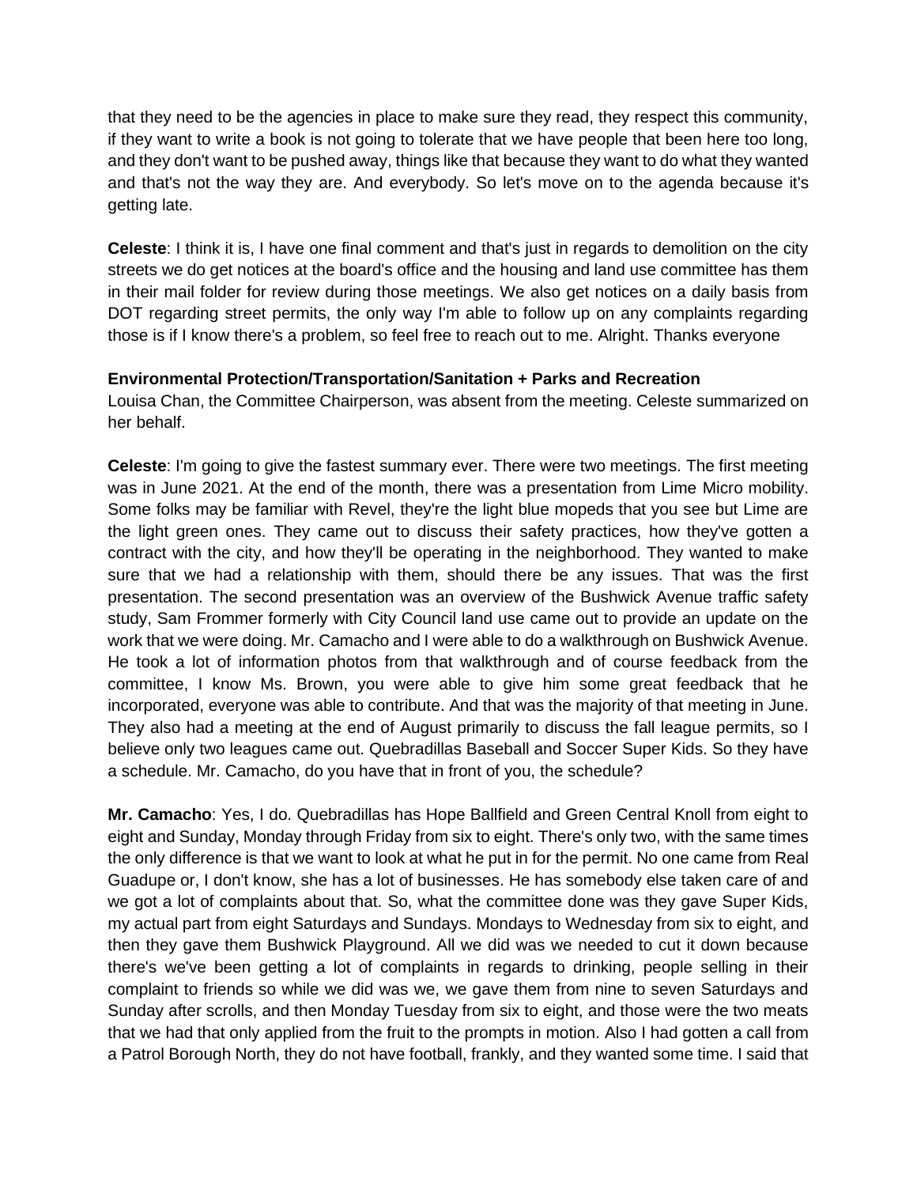that they need to be the agencies in place to make sure they read, they respect this community, if they want to write a book is not going to tolerate that we have people that been here too long, and they don't want to be pushed away, things like that because they want to do what they wanted and that's not the way they are. And everybody. So let's move on to the agenda because it's getting late.

**Celeste**: I think it is, I have one final comment and that's just in regards to demolition on the city streets we do get notices at the board's office and the housing and land use committee has them in their mail folder for review during those meetings. We also get notices on a daily basis from DOT regarding street permits, the only way I'm able to follow up on any complaints regarding those is if I know there's a problem, so feel free to reach out to me. Alright. Thanks everyone

**Environmental Protection/Transportation/Sanitation + Parks and Recreation**
Louisa Chan, the Committee Chairperson, was absent from the meeting. Celeste summarized on her behalf.

**Celeste**: I'm going to give the fastest summary ever. There were two meetings. The first meeting was in June 2021. At the end of the month, there was a presentation from Lime Micro mobility. Some folks may be familiar with Revel, they're the light blue mopeds that you see but Lime are the light green ones. They came out to discuss their safety practices, how they've gotten a contract with the city, and how they'll be operating in the neighborhood. They wanted to make sure that we had a relationship with them, should there be any issues. That was the first presentation. The second presentation was an overview of the Bushwick Avenue traffic safety study, Sam Frommer formerly with City Council land use came out to provide an update on the work that we were doing. Mr. Camacho and I were able to do a walkthrough on Bushwick Avenue. He took a lot of information photos from that walkthrough and of course feedback from the committee, I know Ms. Brown, you were able to give him some great feedback that he incorporated, everyone was able to contribute. And that was the majority of that meeting in June. They also had a meeting at the end of August primarily to discuss the fall league permits, so I believe only two leagues came out. Quebradillas Baseball and Soccer Super Kids. So they have a schedule. Mr. Camacho, do you have that in front of you, the schedule?

**Mr. Camacho**: Yes, I do. Quebradillas has Hope Ballfield and Green Central Knoll from eight to eight and Sunday, Monday through Friday from six to eight. There's only two, with the same times the only difference is that we want to look at what he put in for the permit. No one came from Real Guadupe or, I don't know, she has a lot of businesses. He has somebody else taken care of and we got a lot of complaints about that. So, what the committee done was they gave Super Kids, my actual part from eight Saturdays and Sundays. Mondays to Wednesday from six to eight, and then they gave them Bushwick Playground. All we did was we needed to cut it down because there's we've been getting a lot of complaints in regards to drinking, people selling in their complaint to friends so while we did was we, we gave them from nine to seven Saturdays and Sunday after scrolls, and then Monday Tuesday from six to eight, and those were the two meats that we had that only applied from the fruit to the prompts in motion. Also I had gotten a call from a Patrol Borough North, they do not have football, frankly, and they wanted some time. I said that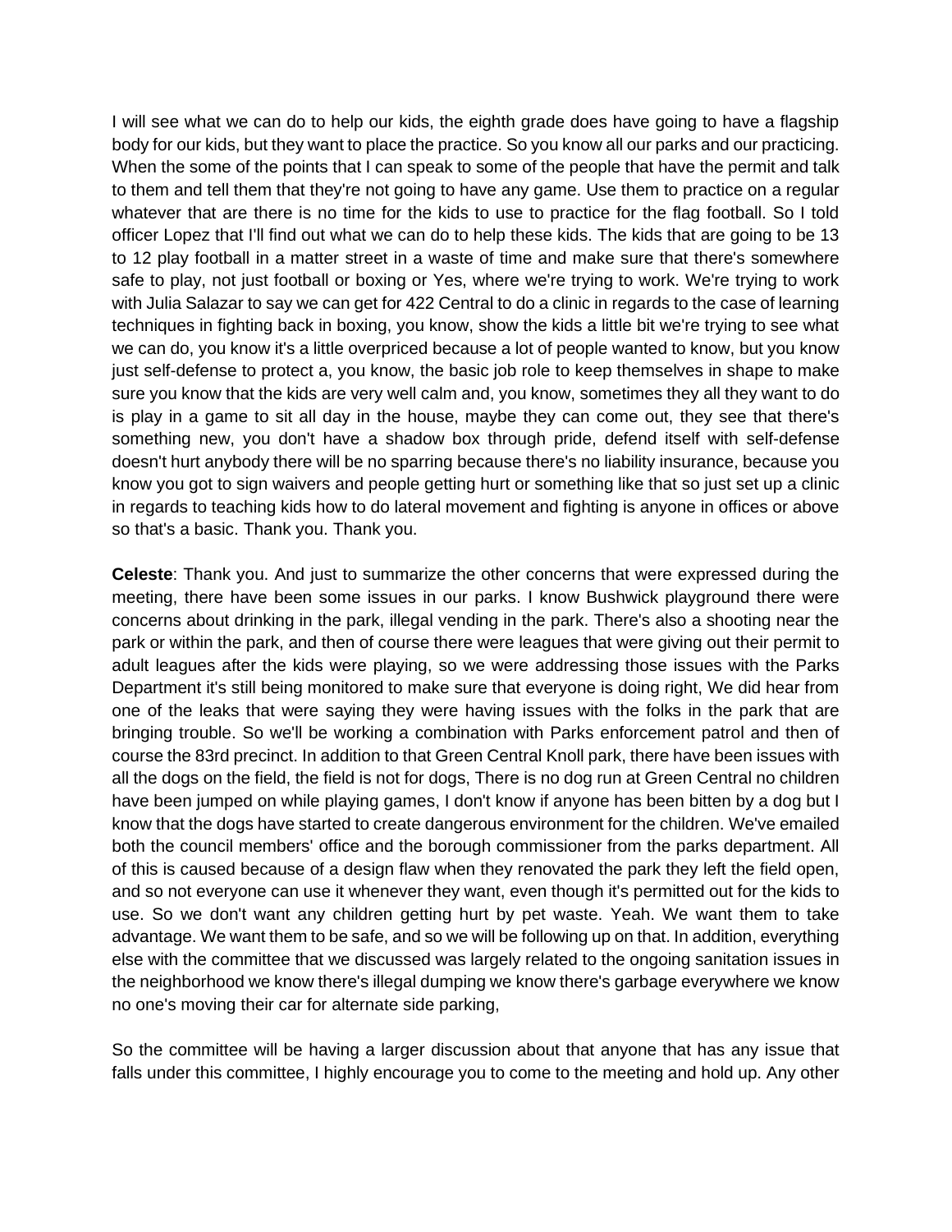I will see what we can do to help our kids, the eighth grade does have going to have a flagship body for our kids, but they want to place the practice. So you know all our parks and our practicing. When the some of the points that I can speak to some of the people that have the permit and talk to them and tell them that they're not going to have any game. Use them to practice on a regular whatever that are there is no time for the kids to use to practice for the flag football. So I told officer Lopez that I'll find out what we can do to help these kids. The kids that are going to be 13 to 12 play football in a matter street in a waste of time and make sure that there's somewhere safe to play, not just football or boxing or Yes, where we're trying to work. We're trying to work with Julia Salazar to say we can get for 422 Central to do a clinic in regards to the case of learning techniques in fighting back in boxing, you know, show the kids a little bit we're trying to see what we can do, you know it's a little overpriced because a lot of people wanted to know, but you know just self-defense to protect a, you know, the basic job role to keep themselves in shape to make sure you know that the kids are very well calm and, you know, sometimes they all they want to do is play in a game to sit all day in the house, maybe they can come out, they see that there's something new, you don't have a shadow box through pride, defend itself with self-defense doesn't hurt anybody there will be no sparring because there's no liability insurance, because you know you got to sign waivers and people getting hurt or something like that so just set up a clinic in regards to teaching kids how to do lateral movement and fighting is anyone in offices or above so that's a basic. Thank you. Thank you.

**Celeste**: Thank you. And just to summarize the other concerns that were expressed during the meeting, there have been some issues in our parks. I know Bushwick playground there were concerns about drinking in the park, illegal vending in the park. There's also a shooting near the park or within the park, and then of course there were leagues that were giving out their permit to adult leagues after the kids were playing, so we were addressing those issues with the Parks Department it's still being monitored to make sure that everyone is doing right, We did hear from one of the leaks that were saying they were having issues with the folks in the park that are bringing trouble. So we'll be working a combination with Parks enforcement patrol and then of course the 83rd precinct. In addition to that Green Central Knoll park, there have been issues with all the dogs on the field, the field is not for dogs, There is no dog run at Green Central no children have been jumped on while playing games, I don't know if anyone has been bitten by a dog but I know that the dogs have started to create dangerous environment for the children. We've emailed both the council members' office and the borough commissioner from the parks department. All of this is caused because of a design flaw when they renovated the park they left the field open, and so not everyone can use it whenever they want, even though it's permitted out for the kids to use. So we don't want any children getting hurt by pet waste. Yeah. We want them to take advantage. We want them to be safe, and so we will be following up on that. In addition, everything else with the committee that we discussed was largely related to the ongoing sanitation issues in the neighborhood we know there's illegal dumping we know there's garbage everywhere we know no one's moving their car for alternate side parking,

So the committee will be having a larger discussion about that anyone that has any issue that falls under this committee, I highly encourage you to come to the meeting and hold up. Any other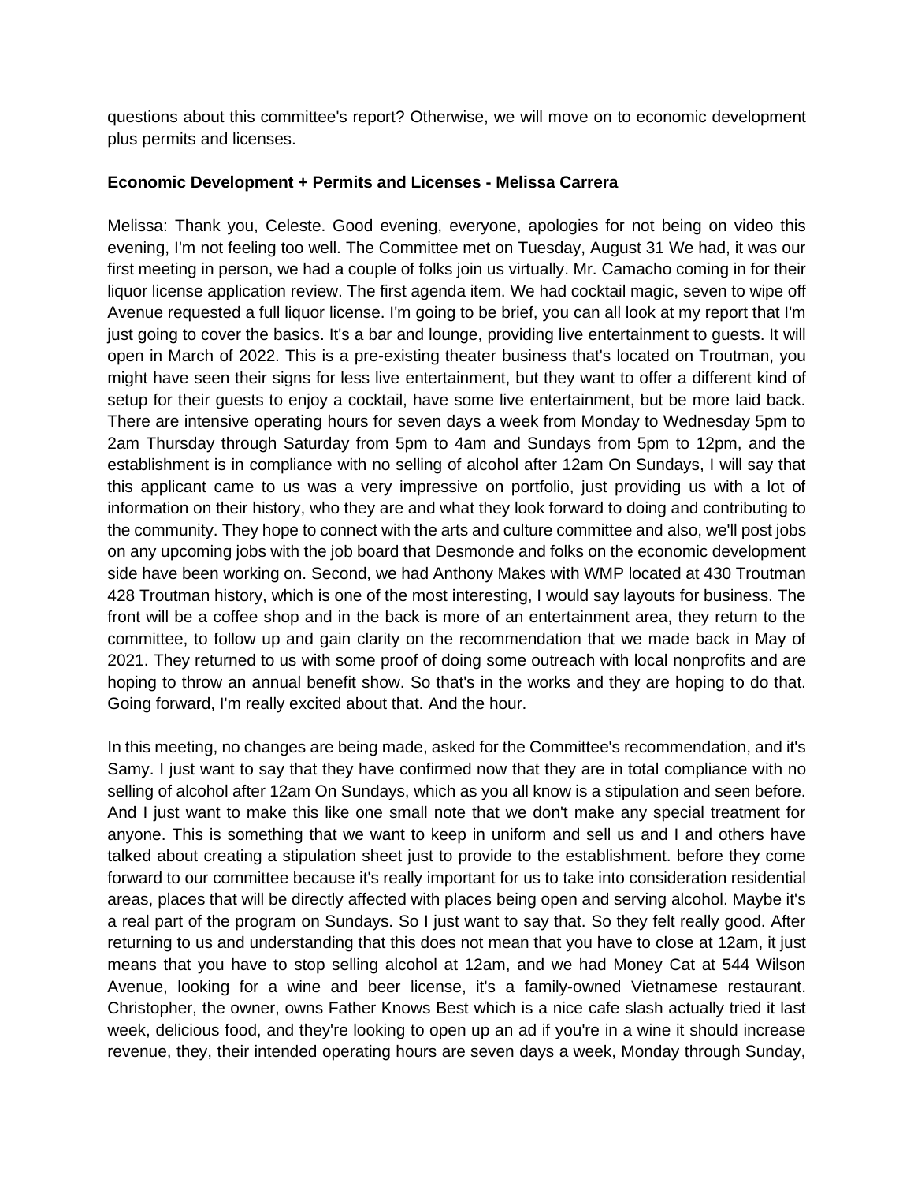questions about this committee's report? Otherwise, we will move on to economic development plus permits and licenses.

**Economic Development + Permits and Licenses - Melissa Carrera**

Melissa: Thank you, Celeste. Good evening, everyone, apologies for not being on video this evening, I'm not feeling too well. The Committee met on Tuesday, August 31 We had, it was our first meeting in person, we had a couple of folks join us virtually. Mr. Camacho coming in for their liquor license application review. The first agenda item. We had cocktail magic, seven to wipe off Avenue requested a full liquor license. I'm going to be brief, you can all look at my report that I'm just going to cover the basics. It's a bar and lounge, providing live entertainment to guests. It will open in March of 2022. This is a pre-existing theater business that's located on Troutman, you might have seen their signs for less live entertainment, but they want to offer a different kind of setup for their guests to enjoy a cocktail, have some live entertainment, but be more laid back. There are intensive operating hours for seven days a week from Monday to Wednesday 5pm to 2am Thursday through Saturday from 5pm to 4am and Sundays from 5pm to 12pm, and the establishment is in compliance with no selling of alcohol after 12am On Sundays, I will say that this applicant came to us was a very impressive on portfolio, just providing us with a lot of information on their history, who they are and what they look forward to doing and contributing to the community. They hope to connect with the arts and culture committee and also, we'll post jobs on any upcoming jobs with the job board that Desmonde and folks on the economic development side have been working on. Second, we had Anthony Makes with WMP located at 430 Troutman 428 Troutman history, which is one of the most interesting, I would say layouts for business. The front will be a coffee shop and in the back is more of an entertainment area, they return to the committee, to follow up and gain clarity on the recommendation that we made back in May of 2021. They returned to us with some proof of doing some outreach with local nonprofits and are hoping to throw an annual benefit show. So that's in the works and they are hoping to do that. Going forward, I'm really excited about that. And the hour.

In this meeting, no changes are being made, asked for the Committee's recommendation, and it's Samy. I just want to say that they have confirmed now that they are in total compliance with no selling of alcohol after 12am On Sundays, which as you all know is a stipulation and seen before. And I just want to make this like one small note that we don't make any special treatment for anyone. This is something that we want to keep in uniform and sell us and I and others have talked about creating a stipulation sheet just to provide to the establishment. before they come forward to our committee because it's really important for us to take into consideration residential areas, places that will be directly affected with places being open and serving alcohol. Maybe it's a real part of the program on Sundays. So I just want to say that. So they felt really good. After returning to us and understanding that this does not mean that you have to close at 12am, it just means that you have to stop selling alcohol at 12am, and we had Money Cat at 544 Wilson Avenue, looking for a wine and beer license, it's a family-owned Vietnamese restaurant. Christopher, the owner, owns Father Knows Best which is a nice cafe slash actually tried it last week, delicious food, and they're looking to open up an ad if you're in a wine it should increase revenue, they, their intended operating hours are seven days a week, Monday through Sunday,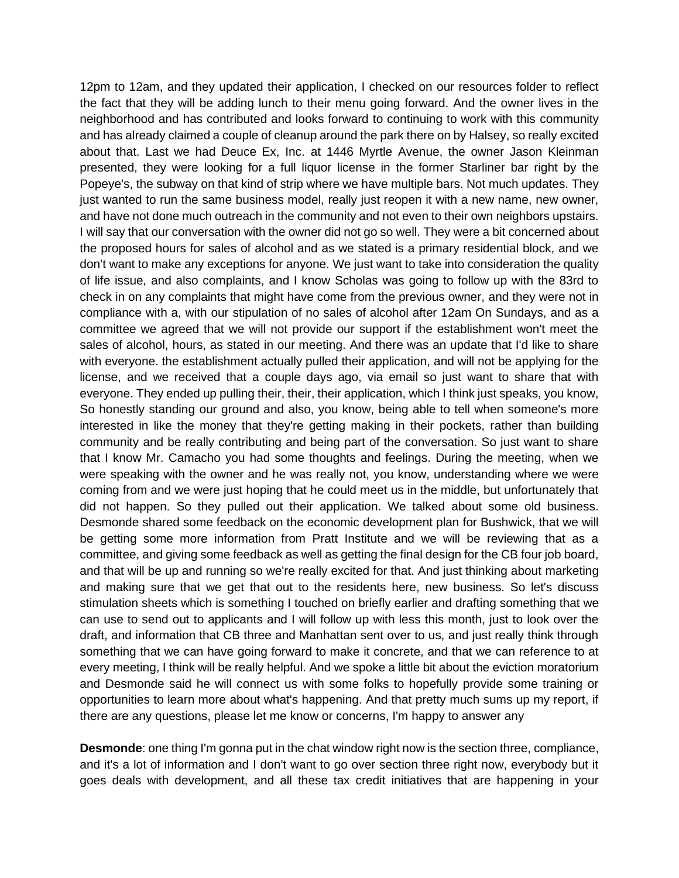12pm to 12am, and they updated their application, I checked on our resources folder to reflect the fact that they will be adding lunch to their menu going forward. And the owner lives in the neighborhood and has contributed and looks forward to continuing to work with this community and has already claimed a couple of cleanup around the park there on by Halsey, so really excited about that. Last we had Deuce Ex, Inc. at 1446 Myrtle Avenue, the owner Jason Kleinman presented, they were looking for a full liquor license in the former Starliner bar right by the Popeye's, the subway on that kind of strip where we have multiple bars. Not much updates. They just wanted to run the same business model, really just reopen it with a new name, new owner, and have not done much outreach in the community and not even to their own neighbors upstairs. I will say that our conversation with the owner did not go so well. They were a bit concerned about the proposed hours for sales of alcohol and as we stated is a primary residential block, and we don't want to make any exceptions for anyone. We just want to take into consideration the quality of life issue, and also complaints, and I know Scholas was going to follow up with the 83rd to check in on any complaints that might have come from the previous owner, and they were not in compliance with a, with our stipulation of no sales of alcohol after 12am On Sundays, and as a committee we agreed that we will not provide our support if the establishment won't meet the sales of alcohol, hours, as stated in our meeting. And there was an update that I'd like to share with everyone. the establishment actually pulled their application, and will not be applying for the license, and we received that a couple days ago, via email so just want to share that with everyone. They ended up pulling their, their, their application, which I think just speaks, you know, So honestly standing our ground and also, you know, being able to tell when someone's more interested in like the money that they're getting making in their pockets, rather than building community and be really contributing and being part of the conversation. So just want to share that I know Mr. Camacho you had some thoughts and feelings. During the meeting, when we were speaking with the owner and he was really not, you know, understanding where we were coming from and we were just hoping that he could meet us in the middle, but unfortunately that did not happen. So they pulled out their application. We talked about some old business. Desmonde shared some feedback on the economic development plan for Bushwick, that we will be getting some more information from Pratt Institute and we will be reviewing that as a committee, and giving some feedback as well as getting the final design for the CB four job board, and that will be up and running so we're really excited for that. And just thinking about marketing and making sure that we get that out to the residents here, new business. So let's discuss stimulation sheets which is something I touched on briefly earlier and drafting something that we can use to send out to applicants and I will follow up with less this month, just to look over the draft, and information that CB three and Manhattan sent over to us, and just really think through something that we can have going forward to make it concrete, and that we can reference to at every meeting, I think will be really helpful. And we spoke a little bit about the eviction moratorium and Desmonde said he will connect us with some folks to hopefully provide some training or opportunities to learn more about what's happening. And that pretty much sums up my report, if there are any questions, please let me know or concerns, I'm happy to answer any

**Desmonde**: one thing I'm gonna put in the chat window right now is the section three, compliance, and it's a lot of information and I don't want to go over section three right now, everybody but it goes deals with development, and all these tax credit initiatives that are happening in your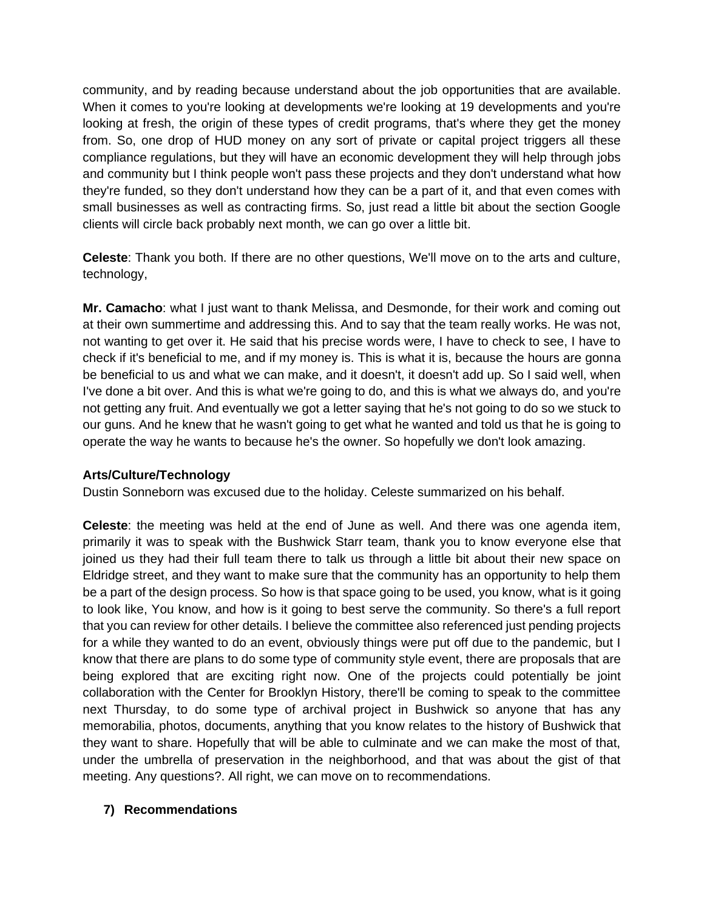community, and by reading because understand about the job opportunities that are available. When it comes to you're looking at developments we're looking at 19 developments and you're looking at fresh, the origin of these types of credit programs, that's where they get the money from. So, one drop of HUD money on any sort of private or capital project triggers all these compliance regulations, but they will have an economic development they will help through jobs and community but I think people won't pass these projects and they don't understand what how they're funded, so they don't understand how they can be a part of it, and that even comes with small businesses as well as contracting firms. So, just read a little bit about the section Google clients will circle back probably next month, we can go over a little bit.

**Celeste**: Thank you both. If there are no other questions, We'll move on to the arts and culture, technology,

**Mr. Camacho**: what I just want to thank Melissa, and Desmonde, for their work and coming out at their own summertime and addressing this. And to say that the team really works. He was not, not wanting to get over it. He said that his precise words were, I have to check to see, I have to check if it's beneficial to me, and if my money is. This is what it is, because the hours are gonna be beneficial to us and what we can make, and it doesn't, it doesn't add up. So I said well, when I've done a bit over. And this is what we're going to do, and this is what we always do, and you're not getting any fruit. And eventually we got a letter saying that he's not going to do so we stuck to our guns. And he knew that he wasn't going to get what he wanted and told us that he is going to operate the way he wants to because he's the owner. So hopefully we don't look amazing.

**Arts/Culture/Technology**

Dustin Sonneborn was excused due to the holiday. Celeste summarized on his behalf.

**Celeste**: the meeting was held at the end of June as well. And there was one agenda item, primarily it was to speak with the Bushwick Starr team, thank you to know everyone else that joined us they had their full team there to talk us through a little bit about their new space on Eldridge street, and they want to make sure that the community has an opportunity to help them be a part of the design process. So how is that space going to be used, you know, what is it going to look like, You know, and how is it going to best serve the community. So there's a full report that you can review for other details. I believe the committee also referenced just pending projects for a while they wanted to do an event, obviously things were put off due to the pandemic, but I know that there are plans to do some type of community style event, there are proposals that are being explored that are exciting right now. One of the projects could potentially be joint collaboration with the Center for Brooklyn History, there'll be coming to speak to the committee next Thursday, to do some type of archival project in Bushwick so anyone that has any memorabilia, photos, documents, anything that you know relates to the history of Bushwick that they want to share. Hopefully that will be able to culminate and we can make the most of that, under the umbrella of preservation in the neighborhood, and that was about the gist of that meeting. Any questions?. All right, we can move on to recommendations.

7) **Recommendations**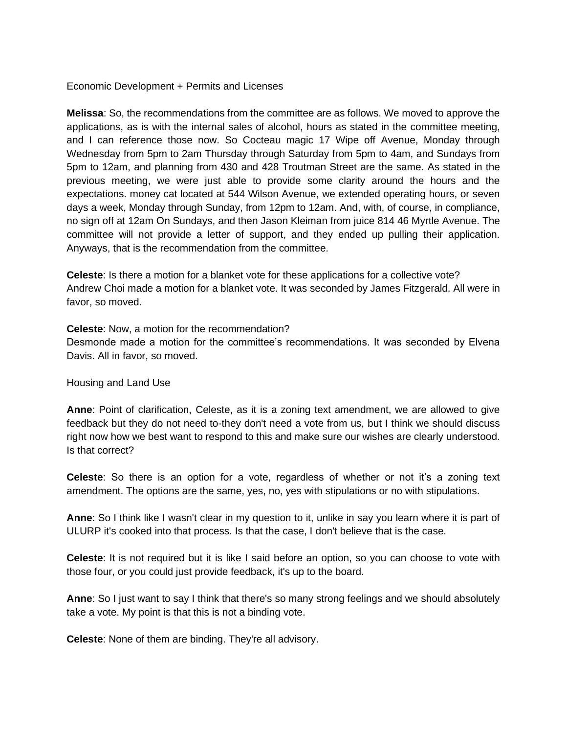Economic Development + Permits and Licenses

**Melissa**: So, the recommendations from the committee are as follows. We moved to approve the applications, as is with the internal sales of alcohol, hours as stated in the committee meeting, and I can reference those now. So Cocteau magic 17 Wipe off Avenue, Monday through Wednesday from 5pm to 2am Thursday through Saturday from 5pm to 4am, and Sundays from 5pm to 12am, and planning from 430 and 428 Troutman Street are the same. As stated in the previous meeting, we were just able to provide some clarity around the hours and the expectations. money cat located at 544 Wilson Avenue, we extended operating hours, or seven days a week, Monday through Sunday, from 12pm to 12am. And, with, of course, in compliance, no sign off at 12am On Sundays, and then Jason Kleiman from juice 814 46 Myrtle Avenue. The committee will not provide a letter of support, and they ended up pulling their application. Anyways, that is the recommendation from the committee.

**Celeste**: Is there a motion for a blanket vote for these applications for a collective vote?
Andrew Choi made a motion for a blanket vote. It was seconded by James Fitzgerald. All were in favor, so moved.

**Celeste**: Now, a motion for the recommendation?
Desmonde made a motion for the committee's recommendations. It was seconded by Elvena Davis. All in favor, so moved.

Housing and Land Use

**Anne**: Point of clarification, Celeste, as it is a zoning text amendment, we are allowed to give feedback but they do not need to-they don't need a vote from us, but I think we should discuss right now how we best want to respond to this and make sure our wishes are clearly understood. Is that correct?

**Celeste**: So there is an option for a vote, regardless of whether or not it's a zoning text amendment. The options are the same, yes, no, yes with stipulations or no with stipulations.

**Anne**: So I think like I wasn't clear in my question to it, unlike in say you learn where it is part of ULURP it's cooked into that process. Is that the case, I don't believe that is the case.

**Celeste**: It is not required but it is like I said before an option, so you can choose to vote with those four, or you could just provide feedback, it's up to the board.

**Anne**: So I just want to say I think that there's so many strong feelings and we should absolutely take a vote. My point is that this is not a binding vote.

**Celeste**: None of them are binding. They're all advisory.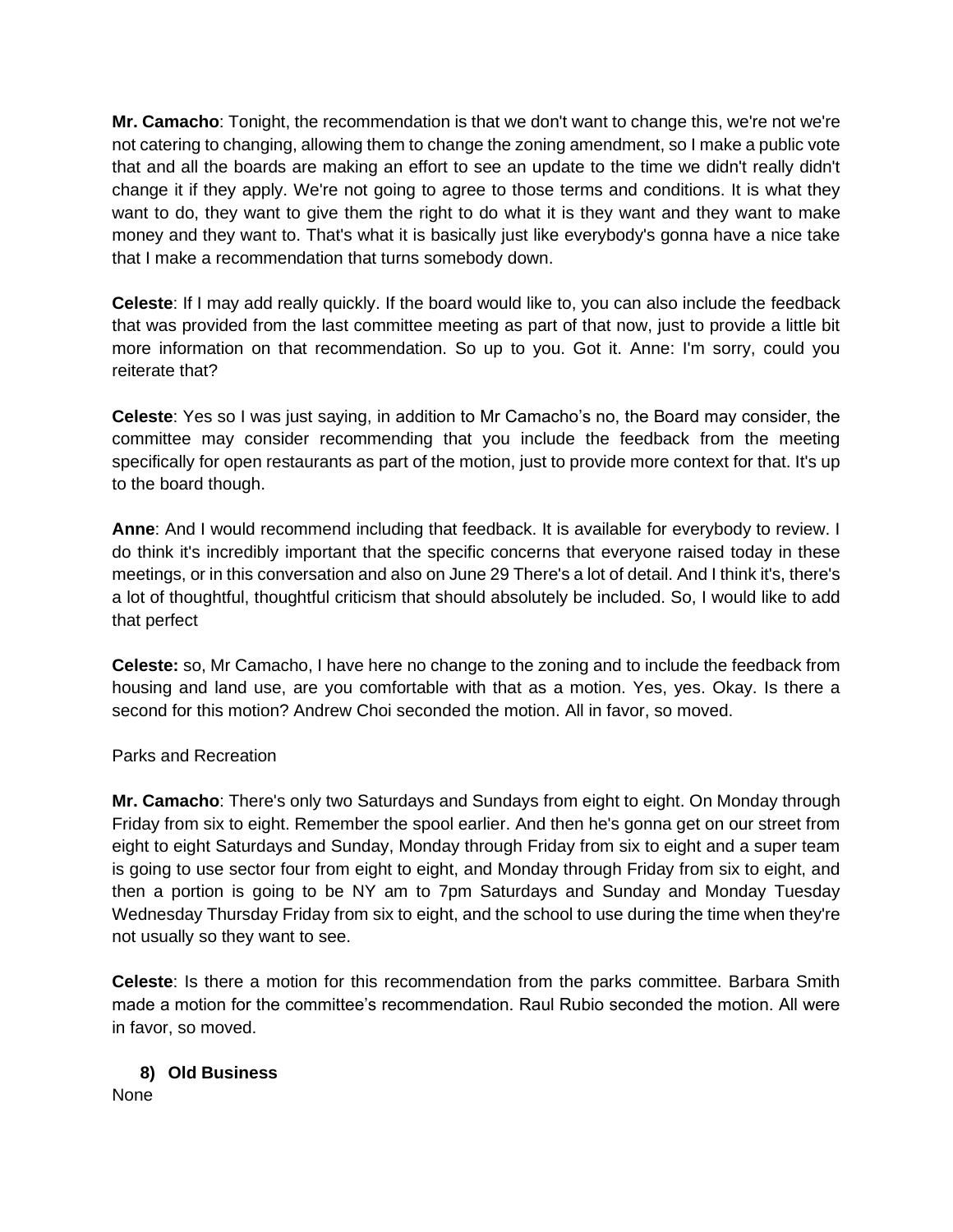**Mr. Camacho**: Tonight, the recommendation is that we don't want to change this, we're not we're not catering to changing, allowing them to change the zoning amendment, so I make a public vote that and all the boards are making an effort to see an update to the time we didn't really didn't change it if they apply. We're not going to agree to those terms and conditions. It is what they want to do, they want to give them the right to do what it is they want and they want to make money and they want to. That's what it is basically just like everybody's gonna have a nice take that I make a recommendation that turns somebody down.

**Celeste**: If I may add really quickly. If the board would like to, you can also include the feedback that was provided from the last committee meeting as part of that now, just to provide a little bit more information on that recommendation. So up to you. Got it. Anne: I'm sorry, could you reiterate that?

**Celeste**: Yes so I was just saying, in addition to Mr Camacho's no, the Board may consider, the committee may consider recommending that you include the feedback from the meeting specifically for open restaurants as part of the motion, just to provide more context for that. It's up to the board though.

**Anne**: And I would recommend including that feedback. It is available for everybody to review. I do think it's incredibly important that the specific concerns that everyone raised today in these meetings, or in this conversation and also on June 29 There's a lot of detail. And I think it's, there's a lot of thoughtful, thoughtful criticism that should absolutely be included. So, I would like to add that perfect

**Celeste:** so, Mr Camacho, I have here no change to the zoning and to include the feedback from housing and land use, are you comfortable with that as a motion. Yes, yes. Okay. Is there a second for this motion? Andrew Choi seconded the motion. All in favor, so moved.

Parks and Recreation

**Mr. Camacho**: There's only two Saturdays and Sundays from eight to eight. On Monday through Friday from six to eight. Remember the spool earlier. And then he's gonna get on our street from eight to eight Saturdays and Sunday, Monday through Friday from six to eight and a super team is going to use sector four from eight to eight, and Monday through Friday from six to eight, and then a portion is going to be NY am to 7pm Saturdays and Sunday and Monday Tuesday Wednesday Thursday Friday from six to eight, and the school to use during the time when they're not usually so they want to see.

**Celeste**: Is there a motion for this recommendation from the parks committee. Barbara Smith made a motion for the committee's recommendation. Raul Rubio seconded the motion. All were in favor, so moved.

**8) Old Business**

None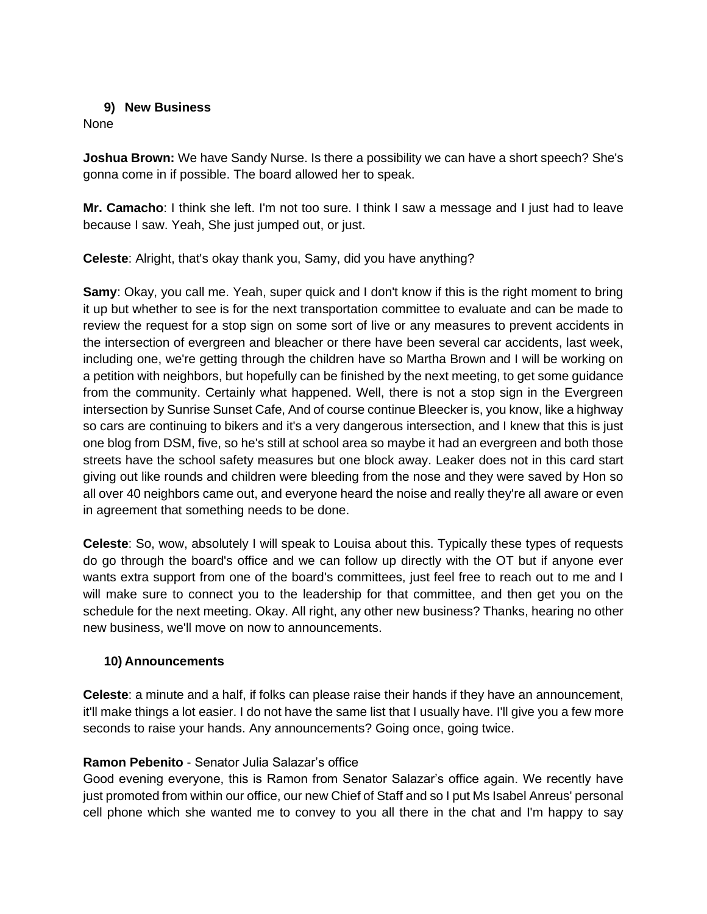## 9) New Business

None

**Joshua Brown:** We have Sandy Nurse. Is there a possibility we can have a short speech? She's gonna come in if possible. The board allowed her to speak.

**Mr. Camacho**: I think she left. I'm not too sure. I think I saw a message and I just had to leave because I saw. Yeah, She just jumped out, or just.

**Celeste**: Alright, that's okay thank you, Samy, did you have anything?

**Samy**: Okay, you call me. Yeah, super quick and I don't know if this is the right moment to bring it up but whether to see is for the next transportation committee to evaluate and can be made to review the request for a stop sign on some sort of live or any measures to prevent accidents in the intersection of evergreen and bleacher or there have been several car accidents, last week, including one, we're getting through the children have so Martha Brown and I will be working on a petition with neighbors, but hopefully can be finished by the next meeting, to get some guidance from the community. Certainly what happened. Well, there is not a stop sign in the Evergreen intersection by Sunrise Sunset Cafe, And of course continue Bleecker is, you know, like a highway so cars are continuing to bikers and it's a very dangerous intersection, and I knew that this is just one blog from DSM, five, so he's still at school area so maybe it had an evergreen and both those streets have the school safety measures but one block away. Leaker does not in this card start giving out like rounds and children were bleeding from the nose and they were saved by Hon so all over 40 neighbors came out, and everyone heard the noise and really they're all aware or even in agreement that something needs to be done.

**Celeste**: So, wow, absolutely I will speak to Louisa about this. Typically these types of requests do go through the board's office and we can follow up directly with the OT but if anyone ever wants extra support from one of the board's committees, just feel free to reach out to me and I will make sure to connect you to the leadership for that committee, and then get you on the schedule for the next meeting. Okay. All right, any other new business? Thanks, hearing no other new business, we'll move on now to announcements.

## 10) Announcements

**Celeste**: a minute and a half, if folks can please raise their hands if they have an announcement, it'll make things a lot easier. I do not have the same list that I usually have. I'll give you a few more seconds to raise your hands. Any announcements? Going once, going twice.

**Ramon Pebenito** - Senator Julia Salazar's office

Good evening everyone, this is Ramon from Senator Salazar's office again. We recently have just promoted from within our office, our new Chief of Staff and so I put Ms Isabel Anreus' personal cell phone which she wanted me to convey to you all there in the chat and I'm happy to say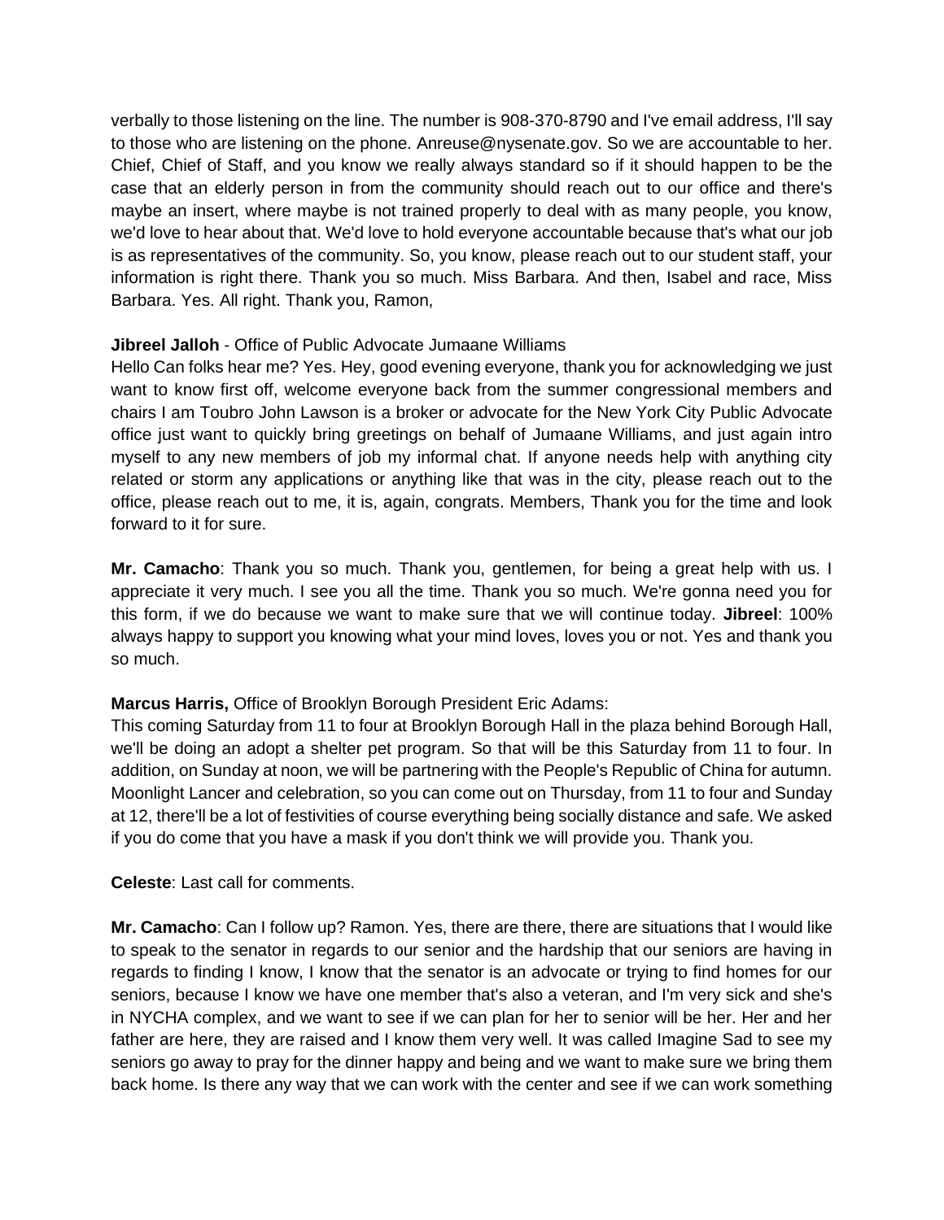verbally to those listening on the line. The number is 908-370-8790 and I've email address, I'll say to those who are listening on the phone. Anreuse@nysenate.gov. So we are accountable to her. Chief, Chief of Staff, and you know we really always standard so if it should happen to be the case that an elderly person in from the community should reach out to our office and there's maybe an insert, where maybe is not trained properly to deal with as many people, you know, we'd love to hear about that. We'd love to hold everyone accountable because that's what our job is as representatives of the community. So, you know, please reach out to our student staff, your information is right there. Thank you so much. Miss Barbara. And then, Isabel and race, Miss Barbara. Yes. All right. Thank you, Ramon,

**Jibreel Jalloh** - Office of Public Advocate Jumaane Williams
Hello Can folks hear me? Yes. Hey, good evening everyone, thank you for acknowledging we just want to know first off, welcome everyone back from the summer congressional members and chairs I am Toubro John Lawson is a broker or advocate for the New York City Public Advocate office just want to quickly bring greetings on behalf of Jumaane Williams, and just again intro myself to any new members of job my informal chat. If anyone needs help with anything city related or storm any applications or anything like that was in the city, please reach out to the office, please reach out to me, it is, again, congrats. Members, Thank you for the time and look forward to it for sure.

**Mr. Camacho**: Thank you so much. Thank you, gentlemen, for being a great help with us. I appreciate it very much. I see you all the time. Thank you so much. We're gonna need you for this form, if we do because we want to make sure that we will continue today. **Jibreel**: 100% always happy to support you knowing what your mind loves, loves you or not. Yes and thank you so much.

**Marcus Harris,** Office of Brooklyn Borough President Eric Adams:
This coming Saturday from 11 to four at Brooklyn Borough Hall in the plaza behind Borough Hall, we'll be doing an adopt a shelter pet program. So that will be this Saturday from 11 to four. In addition, on Sunday at noon, we will be partnering with the People's Republic of China for autumn. Moonlight Lancer and celebration, so you can come out on Thursday, from 11 to four and Sunday at 12, there'll be a lot of festivities of course everything being socially distance and safe. We asked if you do come that you have a mask if you don't think we will provide you. Thank you.

**Celeste**: Last call for comments.

**Mr. Camacho**: Can I follow up? Ramon. Yes, there are there, there are situations that I would like to speak to the senator in regards to our senior and the hardship that our seniors are having in regards to finding I know, I know that the senator is an advocate or trying to find homes for our seniors, because I know we have one member that's also a veteran, and I'm very sick and she's in NYCHA complex, and we want to see if we can plan for her to senior will be her. Her and her father are here, they are raised and I know them very well. It was called Imagine Sad to see my seniors go away to pray for the dinner happy and being and we want to make sure we bring them back home. Is there any way that we can work with the center and see if we can work something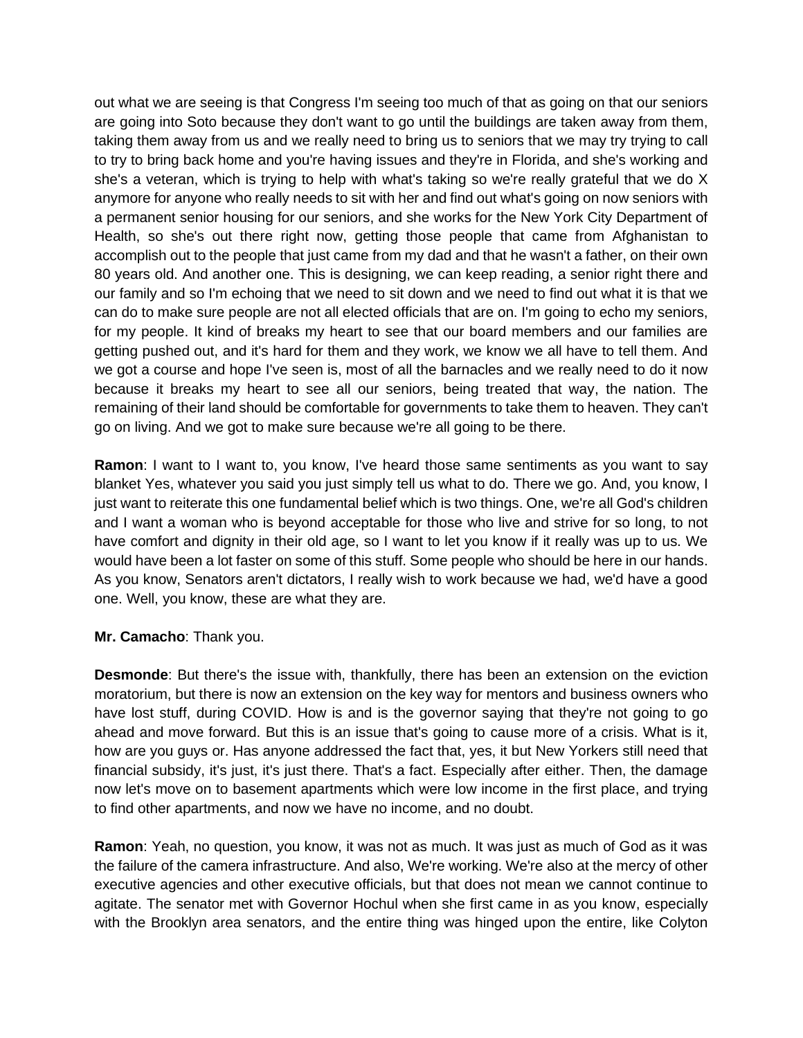out what we are seeing is that Congress I'm seeing too much of that as going on that our seniors are going into Soto because they don't want to go until the buildings are taken away from them, taking them away from us and we really need to bring us to seniors that we may try trying to call to try to bring back home and you're having issues and they're in Florida, and she's working and she's a veteran, which is trying to help with what's taking so we're really grateful that we do X anymore for anyone who really needs to sit with her and find out what's going on now seniors with a permanent senior housing for our seniors, and she works for the New York City Department of Health, so she's out there right now, getting those people that came from Afghanistan to accomplish out to the people that just came from my dad and that he wasn't a father, on their own 80 years old. And another one. This is designing, we can keep reading, a senior right there and our family and so I'm echoing that we need to sit down and we need to find out what it is that we can do to make sure people are not all elected officials that are on. I'm going to echo my seniors, for my people. It kind of breaks my heart to see that our board members and our families are getting pushed out, and it's hard for them and they work, we know we all have to tell them. And we got a course and hope I've seen is, most of all the barnacles and we really need to do it now because it breaks my heart to see all our seniors, being treated that way, the nation. The remaining of their land should be comfortable for governments to take them to heaven. They can't go on living. And we got to make sure because we're all going to be there.

**Ramon**: I want to I want to, you know, I've heard those same sentiments as you want to say blanket Yes, whatever you said you just simply tell us what to do. There we go. And, you know, I just want to reiterate this one fundamental belief which is two things. One, we're all God's children and I want a woman who is beyond acceptable for those who live and strive for so long, to not have comfort and dignity in their old age, so I want to let you know if it really was up to us. We would have been a lot faster on some of this stuff. Some people who should be here in our hands. As you know, Senators aren't dictators, I really wish to work because we had, we'd have a good one. Well, you know, these are what they are.

**Mr. Camacho**: Thank you.

**Desmonde**: But there's the issue with, thankfully, there has been an extension on the eviction moratorium, but there is now an extension on the key way for mentors and business owners who have lost stuff, during COVID. How is and is the governor saying that they're not going to go ahead and move forward. But this is an issue that's going to cause more of a crisis. What is it, how are you guys or. Has anyone addressed the fact that, yes, it but New Yorkers still need that financial subsidy, it's just, it's just there. That's a fact. Especially after either. Then, the damage now let's move on to basement apartments which were low income in the first place, and trying to find other apartments, and now we have no income, and no doubt.

**Ramon**: Yeah, no question, you know, it was not as much. It was just as much of God as it was the failure of the camera infrastructure. And also, We're working. We're also at the mercy of other executive agencies and other executive officials, but that does not mean we cannot continue to agitate. The senator met with Governor Hochul when she first came in as you know, especially with the Brooklyn area senators, and the entire thing was hinged upon the entire, like Colyton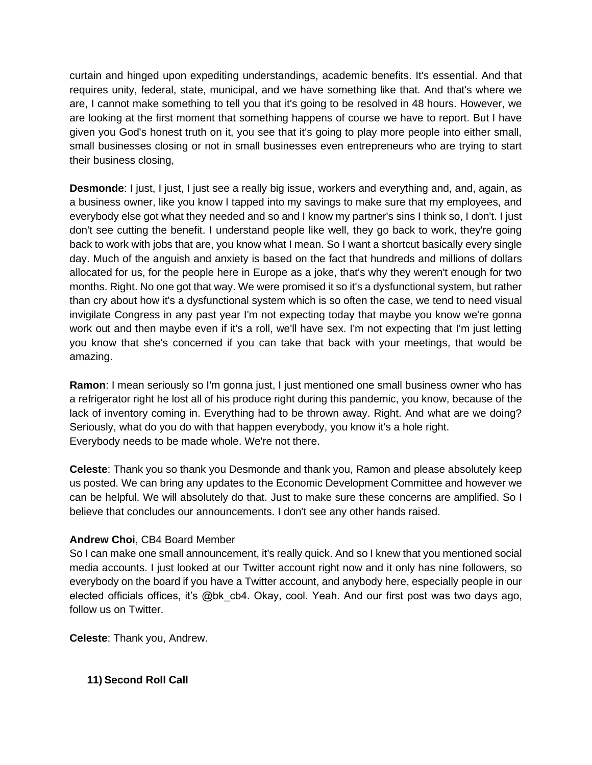curtain and hinged upon expediting understandings, academic benefits. It's essential. And that requires unity, federal, state, municipal, and we have something like that. And that's where we are, I cannot make something to tell you that it's going to be resolved in 48 hours. However, we are looking at the first moment that something happens of course we have to report. But I have given you God's honest truth on it, you see that it's going to play more people into either small, small businesses closing or not in small businesses even entrepreneurs who are trying to start their business closing,

**Desmonde**: I just, I just, I just see a really big issue, workers and everything and, and, again, as a business owner, like you know I tapped into my savings to make sure that my employees, and everybody else got what they needed and so and I know my partner's sins I think so, I don't. I just don't see cutting the benefit. I understand people like well, they go back to work, they're going back to work with jobs that are, you know what I mean. So I want a shortcut basically every single day. Much of the anguish and anxiety is based on the fact that hundreds and millions of dollars allocated for us, for the people here in Europe as a joke, that's why they weren't enough for two months. Right. No one got that way. We were promised it so it's a dysfunctional system, but rather than cry about how it's a dysfunctional system which is so often the case, we tend to need visual invigilate Congress in any past year I'm not expecting today that maybe you know we're gonna work out and then maybe even if it's a roll, we'll have sex. I'm not expecting that I'm just letting you know that she's concerned if you can take that back with your meetings, that would be amazing.

**Ramon**: I mean seriously so I'm gonna just, I just mentioned one small business owner who has a refrigerator right he lost all of his produce right during this pandemic, you know, because of the lack of inventory coming in. Everything had to be thrown away. Right. And what are we doing? Seriously, what do you do with that happen everybody, you know it's a hole right.
Everybody needs to be made whole. We're not there.

**Celeste**: Thank you so thank you Desmonde and thank you, Ramon and please absolutely keep us posted. We can bring any updates to the Economic Development Committee and however we can be helpful. We will absolutely do that. Just to make sure these concerns are amplified. So I believe that concludes our announcements. I don't see any other hands raised.

**Andrew Choi**, CB4 Board Member
So I can make one small announcement, it's really quick. And so I knew that you mentioned social media accounts. I just looked at our Twitter account right now and it only has nine followers, so everybody on the board if you have a Twitter account, and anybody here, especially people in our elected officials offices, it's @bk_cb4. Okay, cool. Yeah. And our first post was two days ago, follow us on Twitter.

**Celeste**: Thank you, Andrew.

### 11) Second Roll Call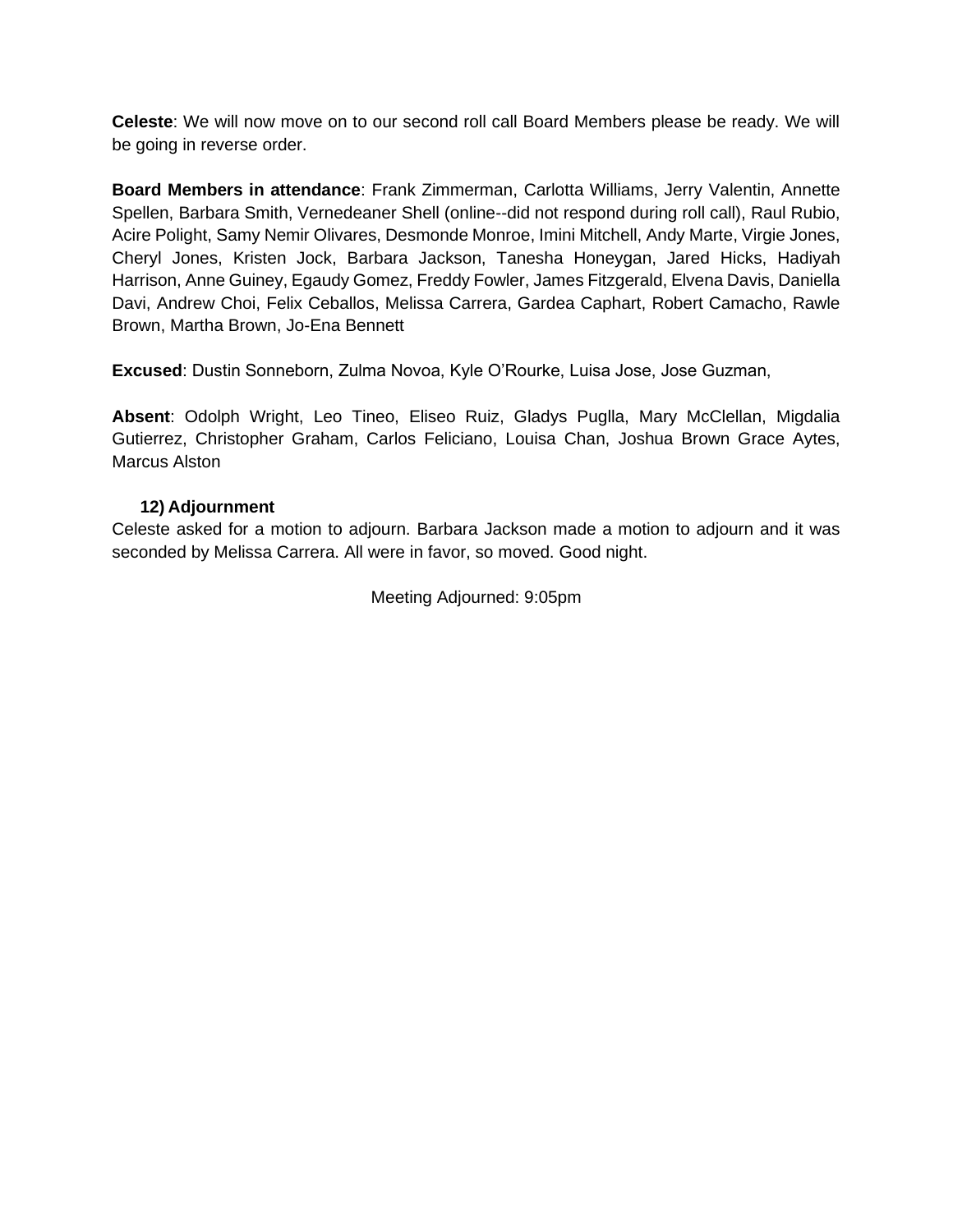**Celeste**: We will now move on to our second roll call Board Members please be ready. We will be going in reverse order.

**Board Members in attendance**: Frank Zimmerman, Carlotta Williams, Jerry Valentin, Annette Spellen, Barbara Smith, Vernedeaner Shell (online--did not respond during roll call), Raul Rubio, Acire Polight, Samy Nemir Olivares, Desmonde Monroe, Imini Mitchell, Andy Marte, Virgie Jones, Cheryl Jones, Kristen Jock, Barbara Jackson, Tanesha Honeygan, Jared Hicks, Hadiyah Harrison, Anne Guiney, Egaudy Gomez, Freddy Fowler, James Fitzgerald, Elvena Davis, Daniella Davi, Andrew Choi, Felix Ceballos, Melissa Carrera, Gardea Caphart, Robert Camacho, Rawle Brown, Martha Brown, Jo-Ena Bennett

**Excused**: Dustin Sonneborn, Zulma Novoa, Kyle O'Rourke, Luisa Jose, Jose Guzman,

**Absent**: Odolph Wright, Leo Tineo, Eliseo Ruiz, Gladys Puglla, Mary McClellan, Migdalia Gutierrez, Christopher Graham, Carlos Feliciano, Louisa Chan, Joshua Brown Grace Aytes, Marcus Alston

**12) Adjournment**

Celeste asked for a motion to adjourn. Barbara Jackson made a motion to adjourn and it was seconded by Melissa Carrera. All were in favor, so moved. Good night.

Meeting Adjourned: 9:05pm